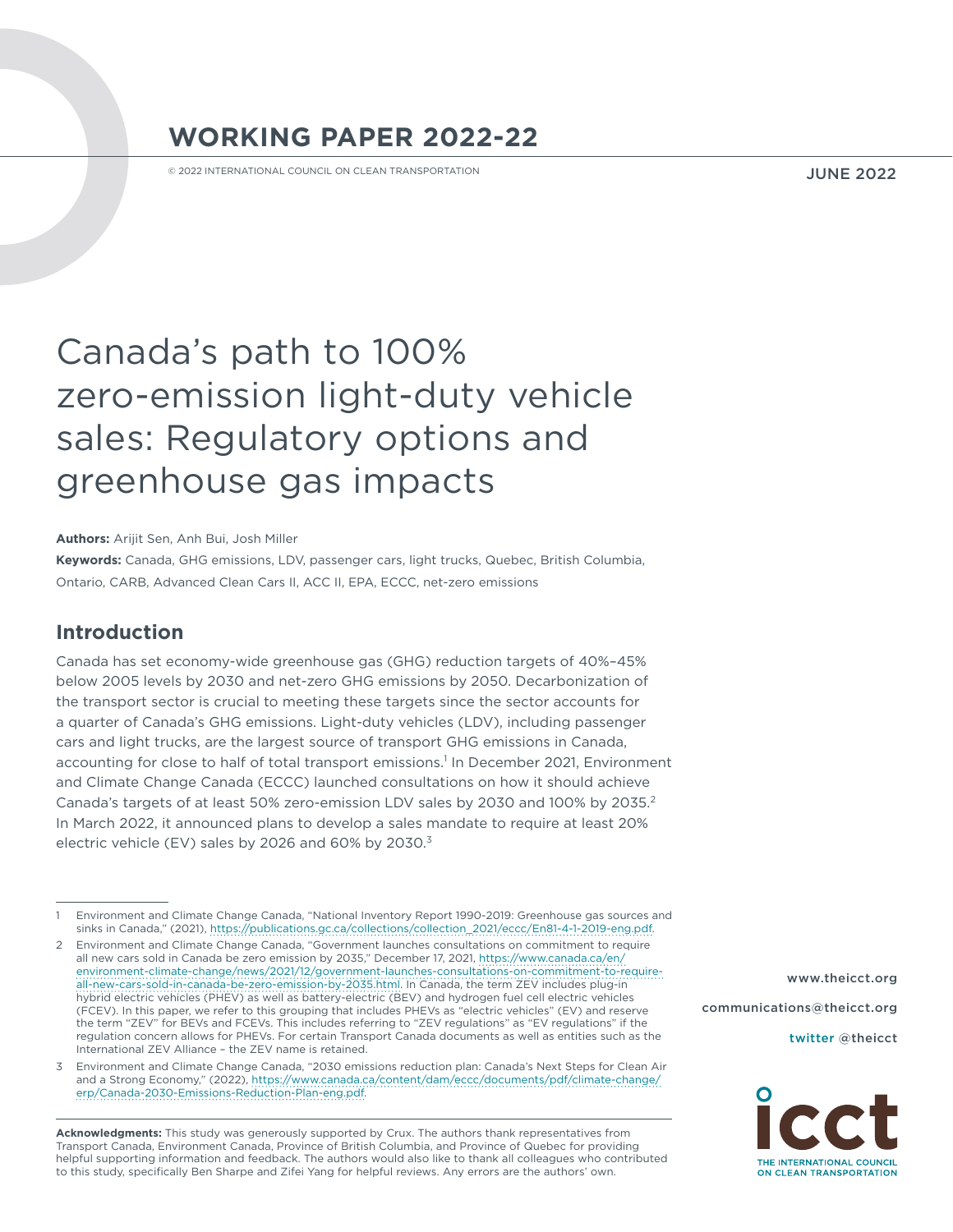# WORKING PAPER 2022-22

© 2022 INTERNATIONAL COUNCIL ON CLEAN TRANSPORTATION

JUNE 2022

# Canada's path to 100% zero-emission light-duty vehicle sales: Regulatory options and greenhouse gas impacts

**Authors:** Arijit Sen, Anh Bui, Josh Miller

**Keywords:** Canada, GHG emissions, LDV, passenger cars, light trucks, Quebec, British Columbia, Ontario, CARB, Advanced Clean Cars II, ACC II, EPA, ECCC, net-zero emissions

## Introduction

Canada has set economy-wide greenhouse gas (GHG) reduction targets of 40%–45% below 2005 levels by 2030 and net-zero GHG emissions by 2050. Decarbonization of the transport sector is crucial to meeting these targets since the sector accounts for a quarter of Canada's GHG emissions. Light-duty vehicles (LDV), including passenger cars and light trucks, are the largest source of transport GHG emissions in Canada, accounting for close to half of total transport emissions.[1] In December 2021, Environment and Climate Change Canada (ECCC) launched consultations on how it should achieve Canada's targets of at least 50% zero-emission LDV sales by 2030 and 100% by 2035.[2] In March 2022, it announced plans to develop a sales mandate to require at least 20% electric vehicle (EV) sales by 2026 and 60% by 2030.[3]

---

1 Environment and Climate Change Canada, "National Inventory Report 1990-2019: Greenhouse gas sources and sinks in Canada," (2021), https://publications.gc.ca/collections/collection_2021/eccc/En81-4-1-2019-eng.pdf.

2 Environment and Climate Change Canada, "Government launches consultations on commitment to require all new cars sold in Canada be zero emission by 2035," December 17, 2021, https://www.canada.ca/en/environment-climate-change/news/2021/12/government-launches-consultations-on-commitment-to-require-all-new-cars-sold-in-canada-be-zero-emission-by-2035.html. In Canada, the term ZEV includes plug-in hybrid electric vehicles (PHEV) as well as battery-electric (BEV) and hydrogen fuel cell electric vehicles (FCEV). In this paper, we refer to this grouping that includes PHEVs as "electric vehicles" (EV) and reserve the term "ZEV" for BEVs and FCEVs. This includes referring to "ZEV regulations" as "EV regulations" if the regulation concern allows for PHEVs. For certain Transport Canada documents as well as entities such as the International ZEV Alliance – the ZEV name is retained.

3 Environment and Climate Change Canada, "2030 emissions reduction plan: Canada's Next Steps for Clean Air and a Strong Economy," (2022), https://www.canada.ca/content/dam/eccc/documents/pdf/climate-change/erp/Canada-2030-Emissions-Reduction-Plan-eng.pdf.

**Acknowledgments:** This study was generously supported by Crux. The authors thank representatives from Transport Canada, Environment Canada, Province of British Columbia, and Province of Quebec for providing helpful supporting information and feedback. The authors would also like to thank all colleagues who contributed to this study, specifically Ben Sharpe and Zifei Yang for helpful reviews. Any errors are the authors' own.

www.theicct.org

communications@theicct.org

twitter @theicct

THE INTERNATIONAL COUNCIL ON CLEAN TRANSPORTATION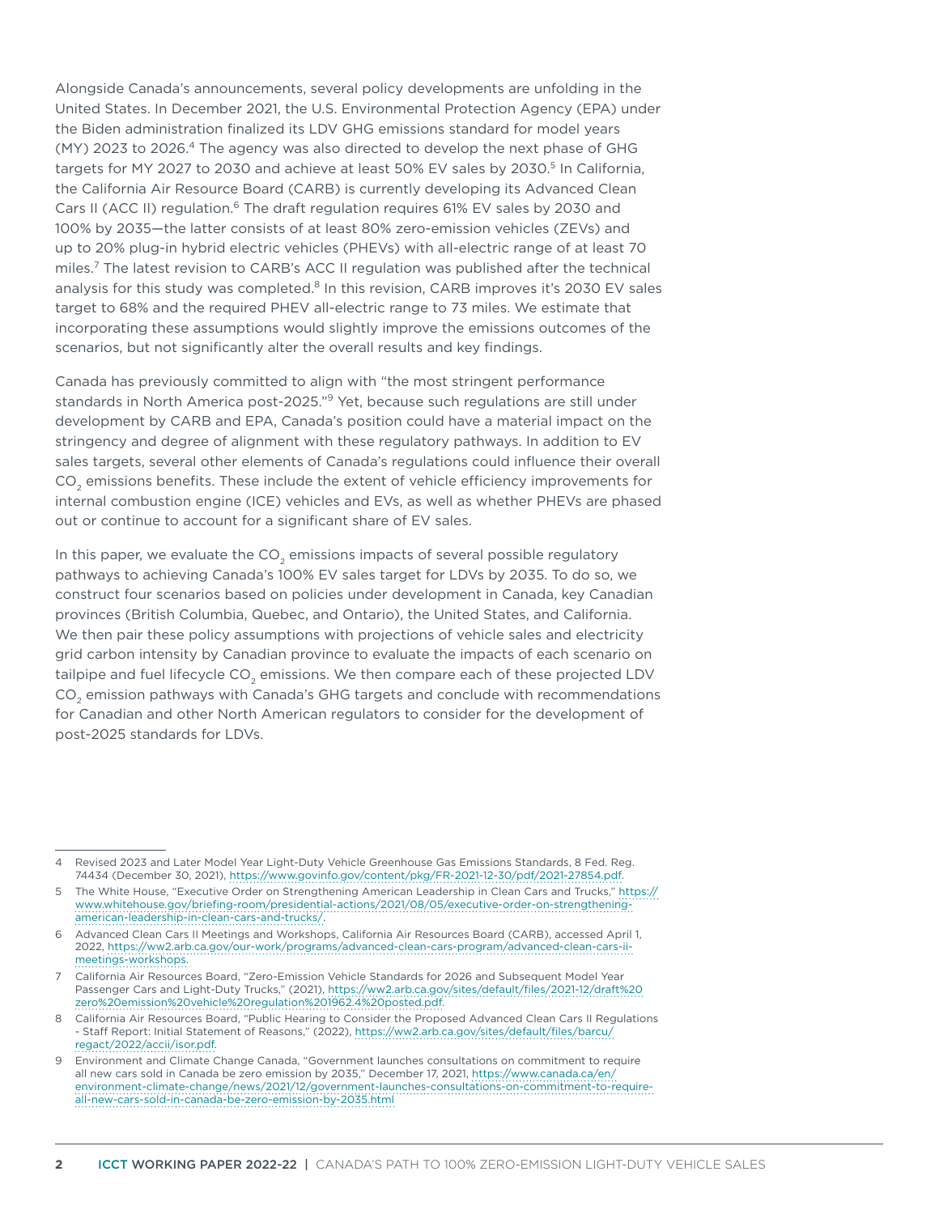Alongside Canada's announcements, several policy developments are unfolding in the United States. In December 2021, the U.S. Environmental Protection Agency (EPA) under the Biden administration finalized its LDV GHG emissions standard for model years (MY) 2023 to 2026.[4] The agency was also directed to develop the next phase of GHG targets for MY 2027 to 2030 and achieve at least 50% EV sales by 2030.[5] In California, the California Air Resource Board (CARB) is currently developing its Advanced Clean Cars II (ACC II) regulation.[6] The draft regulation requires 61% EV sales by 2030 and 100% by 2035—the latter consists of at least 80% zero-emission vehicles (ZEVs) and up to 20% plug-in hybrid electric vehicles (PHEVs) with all-electric range of at least 70 miles.[7] The latest revision to CARB's ACC II regulation was published after the technical analysis for this study was completed.[8] In this revision, CARB improves it's 2030 EV sales target to 68% and the required PHEV all-electric range to 73 miles. We estimate that incorporating these assumptions would slightly improve the emissions outcomes of the scenarios, but not significantly alter the overall results and key findings.

Canada has previously committed to align with "the most stringent performance standards in North America post-2025."[9] Yet, because such regulations are still under development by CARB and EPA, Canada's position could have a material impact on the stringency and degree of alignment with these regulatory pathways. In addition to EV sales targets, several other elements of Canada's regulations could influence their overall $CO_2$ emissions benefits. These include the extent of vehicle efficiency improvements for internal combustion engine (ICE) vehicles and EVs, as well as whether PHEVs are phased out or continue to account for a significant share of EV sales.

In this paper, we evaluate the $CO_2$ emissions impacts of several possible regulatory pathways to achieving Canada's 100% EV sales target for LDVs by 2035. To do so, we construct four scenarios based on policies under development in Canada, key Canadian provinces (British Columbia, Quebec, and Ontario), the United States, and California. We then pair these policy assumptions with projections of vehicle sales and electricity grid carbon intensity by Canadian province to evaluate the impacts of each scenario on tailpipe and fuel lifecycle $CO_2$ emissions. We then compare each of these projected LDV $CO_2$ emission pathways with Canada's GHG targets and conclude with recommendations for Canadian and other North American regulators to consider for the development of post-2025 standards for LDVs.

---

4 Revised 2023 and Later Model Year Light-Duty Vehicle Greenhouse Gas Emissions Standards, 8 Fed. Reg. 74434 (December 30, 2021), https://www.govinfo.gov/content/pkg/FR-2021-12-30/pdf/2021-27854.pdf.

5 The White House, "Executive Order on Strengthening American Leadership in Clean Cars and Trucks," https://www.whitehouse.gov/briefing-room/presidential-actions/2021/08/05/executive-order-on-strengthening-american-leadership-in-clean-cars-and-trucks/.

6 Advanced Clean Cars II Meetings and Workshops, California Air Resources Board (CARB), accessed April 1, 2022, https://ww2.arb.ca.gov/our-work/programs/advanced-clean-cars-program/advanced-clean-cars-ii-meetings-workshops.

7 California Air Resources Board, "Zero-Emission Vehicle Standards for 2026 and Subsequent Model Year Passenger Cars and Light-Duty Trucks," (2021), https://ww2.arb.ca.gov/sites/default/files/2021-12/draft%20zero%20emission%20vehicle%20regulation%201962.4%20posted.pdf.

8 California Air Resources Board, "Public Hearing to Consider the Proposed Advanced Clean Cars II Regulations - Staff Report: Initial Statement of Reasons," (2022), https://ww2.arb.ca.gov/sites/default/files/barcu/regact/2022/accii/isor.pdf.

9 Environment and Climate Change Canada, "Government launches consultations on commitment to require all new cars sold in Canada be zero emission by 2035," December 17, 2021, https://www.canada.ca/en/environment-climate-change/news/2021/12/government-launches-consultations-on-commitment-to-require-all-new-cars-sold-in-canada-be-zero-emission-by-2035.html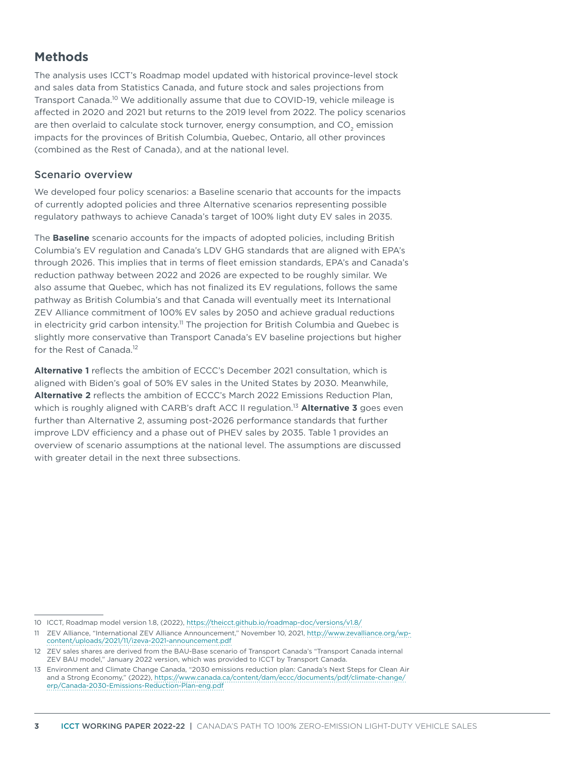## Methods

The analysis uses ICCT's Roadmap model updated with historical province-level stock and sales data from Statistics Canada, and future stock and sales projections from Transport Canada.[10] We additionally assume that due to COVID-19, vehicle mileage is affected in 2020 and 2021 but returns to the 2019 level from 2022. The policy scenarios are then overlaid to calculate stock turnover, energy consumption, and $CO_2$ emission impacts for the provinces of British Columbia, Quebec, Ontario, all other provinces (combined as the Rest of Canada), and at the national level.

### Scenario overview

We developed four policy scenarios: a Baseline scenario that accounts for the impacts of currently adopted policies and three Alternative scenarios representing possible regulatory pathways to achieve Canada's target of 100% light duty EV sales in 2035.

The **Baseline** scenario accounts for the impacts of adopted policies, including British Columbia's EV regulation and Canada's LDV GHG standards that are aligned with EPA's through 2026. This implies that in terms of fleet emission standards, EPA's and Canada's reduction pathway between 2022 and 2026 are expected to be roughly similar. We also assume that Quebec, which has not finalized its EV regulations, follows the same pathway as British Columbia's and that Canada will eventually meet its International ZEV Alliance commitment of 100% EV sales by 2050 and achieve gradual reductions in electricity grid carbon intensity.[11] The projection for British Columbia and Quebec is slightly more conservative than Transport Canada's EV baseline projections but higher for the Rest of Canada.[12]

**Alternative 1** reflects the ambition of ECCC's December 2021 consultation, which is aligned with Biden's goal of 50% EV sales in the United States by 2030. Meanwhile, **Alternative 2** reflects the ambition of ECCC's March 2022 Emissions Reduction Plan, which is roughly aligned with CARB's draft ACC II regulation.[13] **Alternative 3** goes even further than Alternative 2, assuming post-2026 performance standards that further improve LDV efficiency and a phase out of PHEV sales by 2035. Table 1 provides an overview of scenario assumptions at the national level. The assumptions are discussed with greater detail in the next three subsections.

---

10 ICCT, Roadmap model version 1.8, (2022), https://theicct.github.io/roadmap-doc/versions/v1.8/

11 ZEV Alliance, "International ZEV Alliance Announcement," November 10, 2021, http://www.zevalliance.org/wp-content/uploads/2021/11/izeva-2021-announcement.pdf

12 ZEV sales shares are derived from the BAU-Base scenario of Transport Canada's "Transport Canada internal ZEV BAU model," January 2022 version, which was provided to ICCT by Transport Canada.

13 Environment and Climate Change Canada, "2030 emissions reduction plan: Canada's Next Steps for Clean Air and a Strong Economy," (2022), https://www.canada.ca/content/dam/eccc/documents/pdf/climate-change/erp/Canada-2030-Emissions-Reduction-Plan-eng.pdf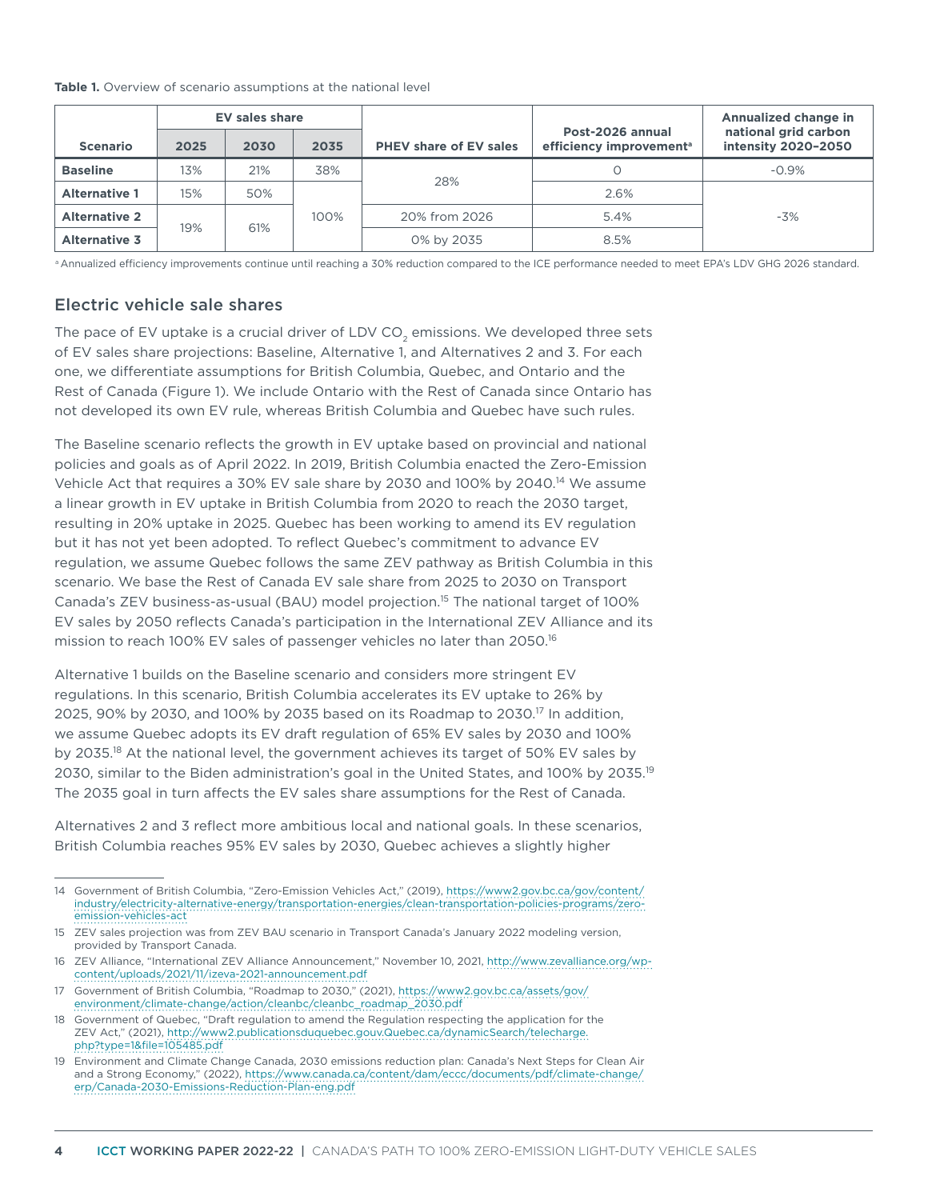**Table 1.** Overview of scenario assumptions at the national level

| Scenario | EV sales share | | | PHEV share of EV sales | Post-2026 annual efficiency improvement[a] | Annualized change in national grid carbon intensity 2020–2050 |
|---|---|---|---|---|---|---|
| | 2025 | 2030 | 2035 | | | |
| **Baseline** | 13% | 21% | 38% | 28% | 0 | -0.9% |
| **Alternative 1** | 15% | 50% | 100% | 28% | 2.6% | -3% |
| **Alternative 2** | 19% | 61% | 100% | 20% from 2026 | 5.4% | -3% |
| **Alternative 3** | 19% | 61% | 100% | 0% by 2035 | 8.5% | -3% |

[a] Annualized efficiency improvements continue until reaching a 30% reduction compared to the ICE performance needed to meet EPA's LDV GHG 2026 standard.

## Electric vehicle sale shares

The pace of EV uptake is a crucial driver of LDV $CO_2$ emissions. We developed three sets of EV sales share projections: Baseline, Alternative 1, and Alternatives 2 and 3. For each one, we differentiate assumptions for British Columbia, Quebec, and Ontario and the Rest of Canada (Figure 1). We include Ontario with the Rest of Canada since Ontario has not developed its own EV rule, whereas British Columbia and Quebec have such rules.

The Baseline scenario reflects the growth in EV uptake based on provincial and national policies and goals as of April 2022. In 2019, British Columbia enacted the Zero-Emission Vehicle Act that requires a 30% EV sale share by 2030 and 100% by 2040.[14] We assume a linear growth in EV uptake in British Columbia from 2020 to reach the 2030 target, resulting in 20% uptake in 2025. Quebec has been working to amend its EV regulation but it has not yet been adopted. To reflect Quebec's commitment to advance EV regulation, we assume Quebec follows the same ZEV pathway as British Columbia in this scenario. We base the Rest of Canada EV sale share from 2025 to 2030 on Transport Canada's ZEV business-as-usual (BAU) model projection.[15] The national target of 100% EV sales by 2050 reflects Canada's participation in the International ZEV Alliance and its mission to reach 100% EV sales of passenger vehicles no later than 2050.[16]

Alternative 1 builds on the Baseline scenario and considers more stringent EV regulations. In this scenario, British Columbia accelerates its EV uptake to 26% by 2025, 90% by 2030, and 100% by 2035 based on its Roadmap to 2030.[17] In addition, we assume Quebec adopts its EV draft regulation of 65% EV sales by 2030 and 100% by 2035.[18] At the national level, the government achieves its target of 50% EV sales by 2030, similar to the Biden administration's goal in the United States, and 100% by 2035.[19] The 2035 goal in turn affects the EV sales share assumptions for the Rest of Canada.

Alternatives 2 and 3 reflect more ambitious local and national goals. In these scenarios, British Columbia reaches 95% EV sales by 2030, Quebec achieves a slightly higher

---

14 Government of British Columbia, "Zero-Emission Vehicles Act," (2019), https://www2.gov.bc.ca/gov/content/industry/electricity-alternative-energy/transportation-energies/clean-transportation-policies-programs/zero-emission-vehicles-act

15 ZEV sales projection was from ZEV BAU scenario in Transport Canada's January 2022 modeling version, provided by Transport Canada.

16 ZEV Alliance, "International ZEV Alliance Announcement," November 10, 2021, http://www.zevalliance.org/wp-content/uploads/2021/11/izeva-2021-announcement.pdf

17 Government of British Columbia, "Roadmap to 2030," (2021), https://www2.gov.bc.ca/assets/gov/environment/climate-change/action/cleanbc/cleanbc_roadmap_2030.pdf

18 Government of Quebec, "Draft regulation to amend the Regulation respecting the application for the ZEV Act," (2021), http://www2.publicationsduquebec.gouv.Quebec.ca/dynamicSearch/telecharge.php?type=1&file=105485.pdf

19 Environment and Climate Change Canada, 2030 emissions reduction plan: Canada's Next Steps for Clean Air and a Strong Economy," (2022), https://www.canada.ca/content/dam/eccc/documents/pdf/climate-change/erp/Canada-2030-Emissions-Reduction-Plan-eng.pdf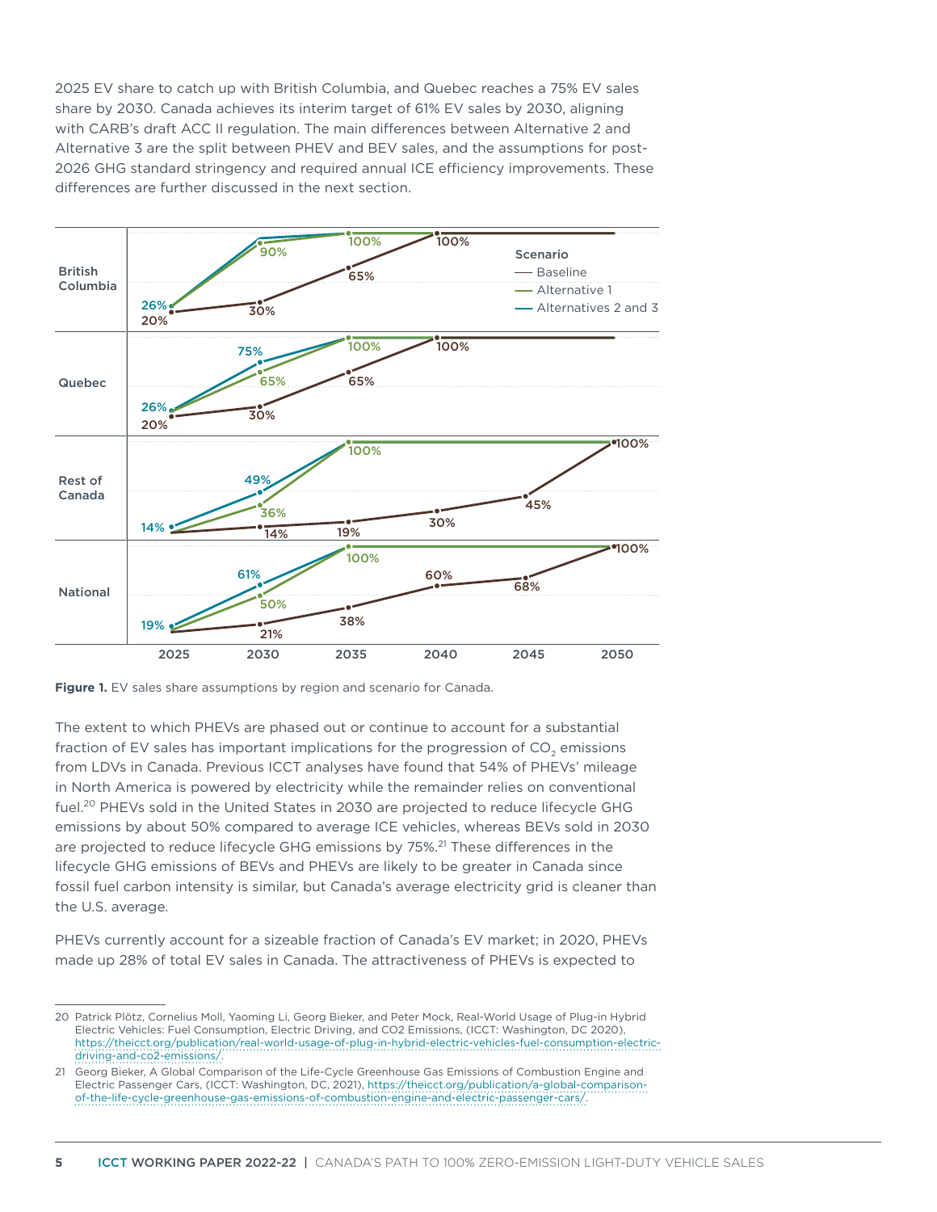2025 EV share to catch up with British Columbia, and Quebec reaches a 75% EV sales share by 2030. Canada achieves its interim target of 61% EV sales by 2030, aligning with CARB's draft ACC II regulation. The main differences between Alternative 2 and Alternative 3 are the split between PHEV and BEV sales, and the assumptions for post-2026 GHG standard stringency and required annual ICE efficiency improvements. These differences are further discussed in the next section.

**Figure 1.** EV sales share assumptions by region and scenario for Canada.

The extent to which PHEVs are phased out or continue to account for a substantial fraction of EV sales has important implications for the progression of $CO_2$ emissions from LDVs in Canada. Previous ICCT analyses have found that 54% of PHEVs' mileage in North America is powered by electricity while the remainder relies on conventional fuel.[20] PHEVs sold in the United States in 2030 are projected to reduce lifecycle GHG emissions by about 50% compared to average ICE vehicles, whereas BEVs sold in 2030 are projected to reduce lifecycle GHG emissions by 75%.[21] These differences in the lifecycle GHG emissions of BEVs and PHEVs are likely to be greater in Canada since fossil fuel carbon intensity is similar, but Canada's average electricity grid is cleaner than the U.S. average.

PHEVs currently account for a sizeable fraction of Canada's EV market; in 2020, PHEVs made up 28% of total EV sales in Canada. The attractiveness of PHEVs is expected to

---

20 Patrick Plötz, Cornelius Moll, Yaoming Li, Georg Bieker, and Peter Mock, Real-World Usage of Plug-in Hybrid Electric Vehicles: Fuel Consumption, Electric Driving, and CO2 Emissions, (ICCT: Washington, DC 2020), https://theicct.org/publication/real-world-usage-of-plug-in-hybrid-electric-vehicles-fuel-consumption-electric-driving-and-co2-emissions/.

21 Georg Bieker, A Global Comparison of the Life-Cycle Greenhouse Gas Emissions of Combustion Engine and Electric Passenger Cars, (ICCT: Washington, DC, 2021), https://theicct.org/publication/a-global-comparison-of-the-life-cycle-greenhouse-gas-emissions-of-combustion-engine-and-electric-passenger-cars/.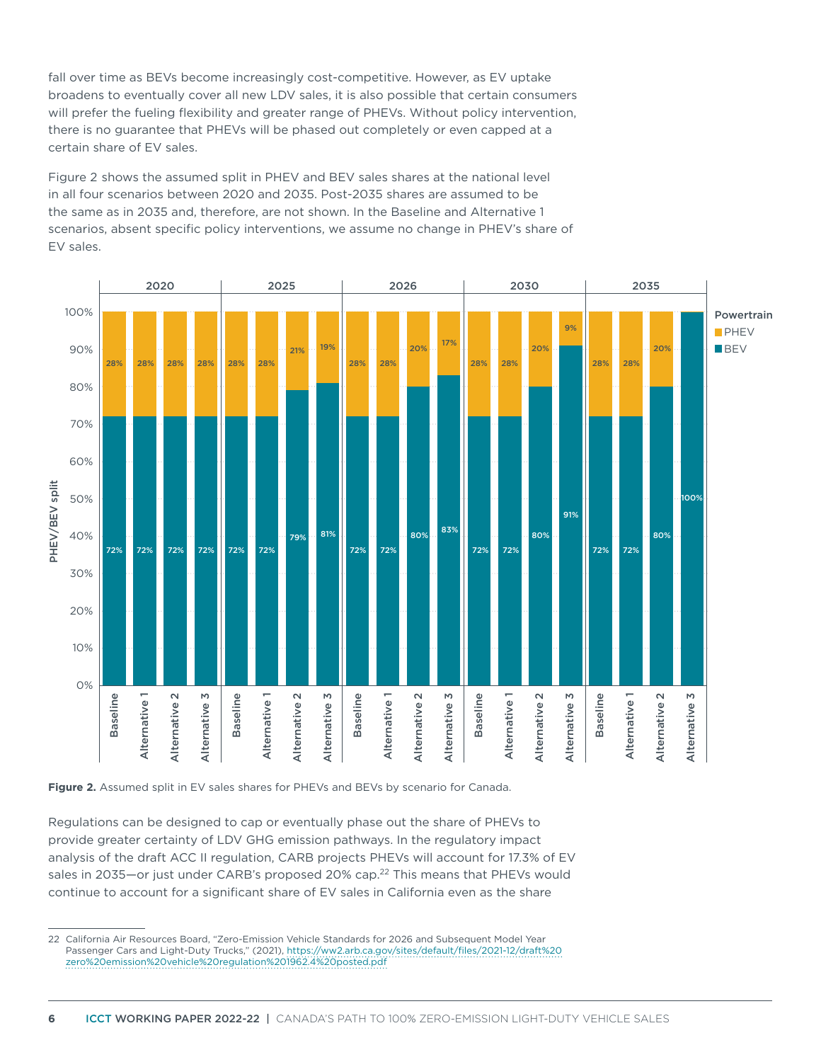fall over time as BEVs become increasingly cost-competitive. However, as EV uptake broadens to eventually cover all new LDV sales, it is also possible that certain consumers will prefer the fueling flexibility and greater range of PHEVs. Without policy intervention, there is no guarantee that PHEVs will be phased out completely or even capped at a certain share of EV sales.

Figure 2 shows the assumed split in PHEV and BEV sales shares at the national level in all four scenarios between 2020 and 2035. Post-2035 shares are assumed to be the same as in 2035 and, therefore, are not shown. In the Baseline and Alternative 1 scenarios, absent specific policy interventions, we assume no change in PHEV's share of EV sales.

| Year | Scenario | BEV | PHEV |
|---|---|---|---|
| 2020 | Baseline | 72% | 28% |
| 2020 | Alternative 1 | 72% | 28% |
| 2020 | Alternative 2 | 72% | 28% |
| 2020 | Alternative 3 | 72% | 28% |
| 2025 | Baseline | 72% | 28% |
| 2025 | Alternative 1 | 72% | 28% |
| 2025 | Alternative 2 | 79% | 21% |
| 2025 | Alternative 3 | 81% | 19% |
| 2026 | Baseline | 72% | 28% |
| 2026 | Alternative 1 | 72% | 28% |
| 2026 | Alternative 2 | 80% | 20% |
| 2026 | Alternative 3 | 83% | 17% |
| 2030 | Baseline | 72% | 28% |
| 2030 | Alternative 1 | 72% | 28% |
| 2030 | Alternative 2 | 80% | 20% |
| 2030 | Alternative 3 | 91% | 9% |
| 2035 | Baseline | 72% | 28% |
| 2035 | Alternative 1 | 72% | 28% |
| 2035 | Alternative 2 | 80% | 20% |
| 2035 | Alternative 3 | 100% | |

**Figure 2.** Assumed split in EV sales shares for PHEVs and BEVs by scenario for Canada.

Regulations can be designed to cap or eventually phase out the share of PHEVs to provide greater certainty of LDV GHG emission pathways. In the regulatory impact analysis of the draft ACC II regulation, CARB projects PHEVs will account for 17.3% of EV sales in 2035—or just under CARB's proposed 20% cap.[22] This means that PHEVs would continue to account for a significant share of EV sales in California even as the share

---

22 California Air Resources Board, "Zero-Emission Vehicle Standards for 2026 and Subsequent Model Year Passenger Cars and Light-Duty Trucks," (2021), https://ww2.arb.ca.gov/sites/default/files/2021-12/draft%20zero%20emission%20vehicle%20regulation%201962.4%20posted.pdf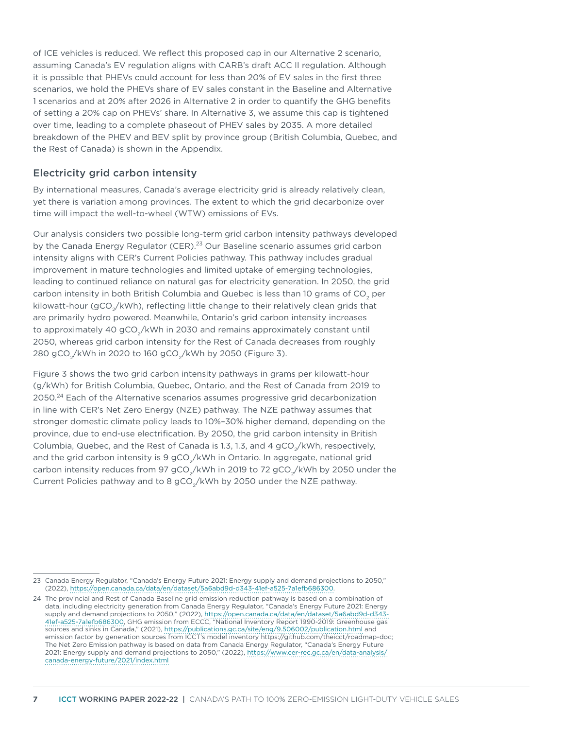of ICE vehicles is reduced. We reflect this proposed cap in our Alternative 2 scenario, assuming Canada's EV regulation aligns with CARB's draft ACC II regulation. Although it is possible that PHEVs could account for less than 20% of EV sales in the first three scenarios, we hold the PHEVs share of EV sales constant in the Baseline and Alternative 1 scenarios and at 20% after 2026 in Alternative 2 in order to quantify the GHG benefits of setting a 20% cap on PHEVs' share. In Alternative 3, we assume this cap is tightened over time, leading to a complete phaseout of PHEV sales by 2035. A more detailed breakdown of the PHEV and BEV split by province group (British Columbia, Quebec, and the Rest of Canada) is shown in the Appendix.

## Electricity grid carbon intensity

By international measures, Canada's average electricity grid is already relatively clean, yet there is variation among provinces. The extent to which the grid decarbonize over time will impact the well-to-wheel (WTW) emissions of EVs.

Our analysis considers two possible long-term grid carbon intensity pathways developed by the Canada Energy Regulator (CER).[23] Our Baseline scenario assumes grid carbon intensity aligns with CER's Current Policies pathway. This pathway includes gradual improvement in mature technologies and limited uptake of emerging technologies, leading to continued reliance on natural gas for electricity generation. In 2050, the grid carbon intensity in both British Columbia and Quebec is less than 10 grams of $CO_2$ per kilowatt-hour ($gCO_2$/kWh), reflecting little change to their relatively clean grids that are primarily hydro powered. Meanwhile, Ontario's grid carbon intensity increases to approximately 40 $gCO_2$/kWh in 2030 and remains approximately constant until 2050, whereas grid carbon intensity for the Rest of Canada decreases from roughly 280 $gCO_2$/kWh in 2020 to 160 $gCO_2$/kWh by 2050 (Figure 3).

Figure 3 shows the two grid carbon intensity pathways in grams per kilowatt-hour (g/kWh) for British Columbia, Quebec, Ontario, and the Rest of Canada from 2019 to 2050.[24] Each of the Alternative scenarios assumes progressive grid decarbonization in line with CER's Net Zero Energy (NZE) pathway. The NZE pathway assumes that stronger domestic climate policy leads to 10%–30% higher demand, depending on the province, due to end-use electrification. By 2050, the grid carbon intensity in British Columbia, Quebec, and the Rest of Canada is 1.3, 1.3, and 4 $gCO_2$/kWh, respectively, and the grid carbon intensity is 9 $gCO_2$/kWh in Ontario. In aggregate, national grid carbon intensity reduces from 97 $gCO_2$/kWh in 2019 to 72 $gCO_2$/kWh by 2050 under the Current Policies pathway and to 8 $gCO_2$/kWh by 2050 under the NZE pathway.

---

23 Canada Energy Regulator, "Canada's Energy Future 2021: Energy supply and demand projections to 2050," (2022), https://open.canada.ca/data/en/dataset/5a6abd9d-d343-41ef-a525-7a1efb686300.

24 The provincial and Rest of Canada Baseline grid emission reduction pathway is based on a combination of data, including electricity generation from Canada Energy Regulator, "Canada's Energy Future 2021: Energy supply and demand projections to 2050," (2022), https://open.canada.ca/data/en/dataset/5a6abd9d-d343-41ef-a525-7a1efb686300, GHG emission from ECCC, "National Inventory Report 1990-2019: Greenhouse gas sources and sinks in Canada," (2021), https://publications.gc.ca/site/eng/9.506002/publication.html and emission factor by generation sources from ICCT's model inventory https://github.com/theicct/roadmap-doc; The Net Zero Emission pathway is based on data from Canada Energy Regulator, "Canada's Energy Future 2021: Energy supply and demand projections to 2050," (2022), https://www.cer-rec.gc.ca/en/data-analysis/canada-energy-future/2021/index.html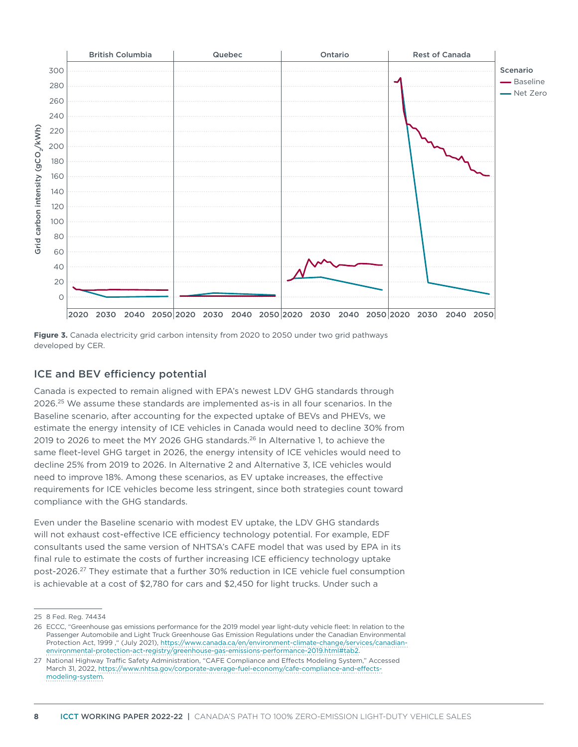**Figure 3.** Canada electricity grid carbon intensity from 2020 to 2050 under two grid pathways developed by CER.

## ICE and BEV efficiency potential

Canada is expected to remain aligned with EPA's newest LDV GHG standards through 2026.[25] We assume these standards are implemented as-is in all four scenarios. In the Baseline scenario, after accounting for the expected uptake of BEVs and PHEVs, we estimate the energy intensity of ICE vehicles in Canada would need to decline 30% from 2019 to 2026 to meet the MY 2026 GHG standards.[26] In Alternative 1, to achieve the same fleet-level GHG target in 2026, the energy intensity of ICE vehicles would need to decline 25% from 2019 to 2026. In Alternative 2 and Alternative 3, ICE vehicles would need to improve 18%. Among these scenarios, as EV uptake increases, the effective requirements for ICE vehicles become less stringent, since both strategies count toward compliance with the GHG standards.

Even under the Baseline scenario with modest EV uptake, the LDV GHG standards will not exhaust cost-effective ICE efficiency technology potential. For example, EDF consultants used the same version of NHTSA's CAFE model that was used by EPA in its final rule to estimate the costs of further increasing ICE efficiency technology uptake post-2026.[27] They estimate that a further 30% reduction in ICE vehicle fuel consumption is achievable at a cost of $2,780 for cars and $2,450 for light trucks. Under such a

25 8 Fed. Reg. 74434

26 ECCC, "Greenhouse gas emissions performance for the 2019 model year light-duty vehicle fleet: In relation to the Passenger Automobile and Light Truck Greenhouse Gas Emission Regulations under the Canadian Environmental Protection Act, 1999 ," (July 2021), https://www.canada.ca/en/environment-climate-change/services/canadian-environmental-protection-act-registry/greenhouse-gas-emissions-performance-2019.html#tab2.

27 National Highway Traffic Safety Administration, "CAFE Compliance and Effects Modeling System," Accessed March 31, 2022, https://www.nhtsa.gov/corporate-average-fuel-economy/cafe-compliance-and-effects-modeling-system.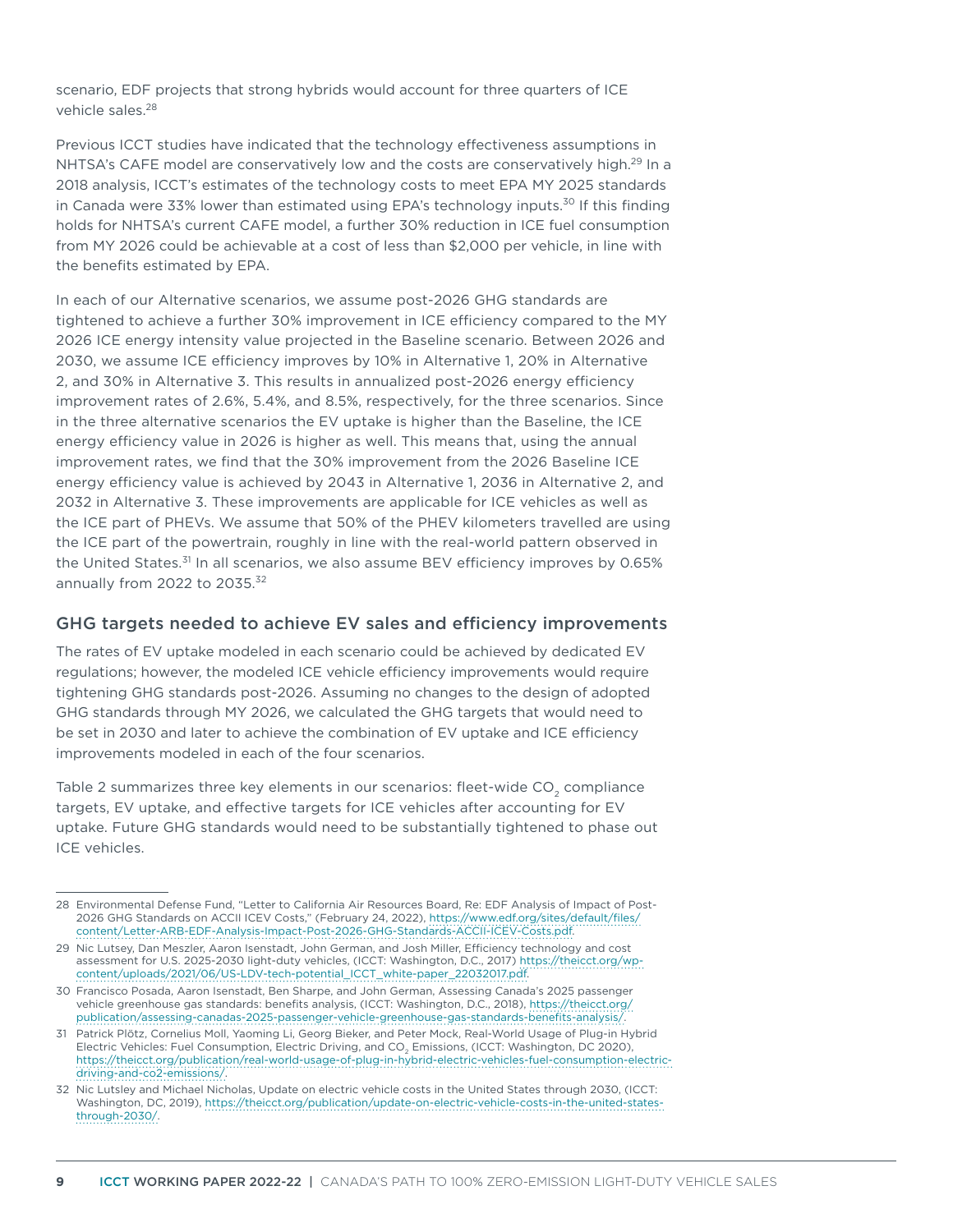scenario, EDF projects that strong hybrids would account for three quarters of ICE vehicle sales.[28]

Previous ICCT studies have indicated that the technology effectiveness assumptions in NHTSA's CAFE model are conservatively low and the costs are conservatively high.[29] In a 2018 analysis, ICCT's estimates of the technology costs to meet EPA MY 2025 standards in Canada were 33% lower than estimated using EPA's technology inputs.[30] If this finding holds for NHTSA's current CAFE model, a further 30% reduction in ICE fuel consumption from MY 2026 could be achievable at a cost of less than $2,000 per vehicle, in line with the benefits estimated by EPA.

In each of our Alternative scenarios, we assume post-2026 GHG standards are tightened to achieve a further 30% improvement in ICE efficiency compared to the MY 2026 ICE energy intensity value projected in the Baseline scenario. Between 2026 and 2030, we assume ICE efficiency improves by 10% in Alternative 1, 20% in Alternative 2, and 30% in Alternative 3. This results in annualized post-2026 energy efficiency improvement rates of 2.6%, 5.4%, and 8.5%, respectively, for the three scenarios. Since in the three alternative scenarios the EV uptake is higher than the Baseline, the ICE energy efficiency value in 2026 is higher as well. This means that, using the annual improvement rates, we find that the 30% improvement from the 2026 Baseline ICE energy efficiency value is achieved by 2043 in Alternative 1, 2036 in Alternative 2, and 2032 in Alternative 3. These improvements are applicable for ICE vehicles as well as the ICE part of PHEVs. We assume that 50% of the PHEV kilometers travelled are using the ICE part of the powertrain, roughly in line with the real-world pattern observed in the United States.[31] In all scenarios, we also assume BEV efficiency improves by 0.65% annually from 2022 to 2035.[32]

## GHG targets needed to achieve EV sales and efficiency improvements

The rates of EV uptake modeled in each scenario could be achieved by dedicated EV regulations; however, the modeled ICE vehicle efficiency improvements would require tightening GHG standards post-2026. Assuming no changes to the design of adopted GHG standards through MY 2026, we calculated the GHG targets that would need to be set in 2030 and later to achieve the combination of EV uptake and ICE efficiency improvements modeled in each of the four scenarios.

Table 2 summarizes three key elements in our scenarios: fleet-wide $CO_2$ compliance targets, EV uptake, and effective targets for ICE vehicles after accounting for EV uptake. Future GHG standards would need to be substantially tightened to phase out ICE vehicles.

---

28 Environmental Defense Fund, "Letter to California Air Resources Board, Re: EDF Analysis of Impact of Post-2026 GHG Standards on ACCII ICEV Costs," (February 24, 2022), https://www.edf.org/sites/default/files/content/Letter-ARB-EDF-Analysis-Impact-Post-2026-GHG-Standards-ACCII-ICEV-Costs.pdf.

29 Nic Lutsey, Dan Meszler, Aaron Isenstadt, John German, and Josh Miller, Efficiency technology and cost assessment for U.S. 2025-2030 light-duty vehicles, (ICCT: Washington, D.C., 2017) https://theicct.org/wp-content/uploads/2021/06/US-LDV-tech-potential_ICCT_white-paper_22032017.pdf.

30 Francisco Posada, Aaron Isenstadt, Ben Sharpe, and John German, Assessing Canada's 2025 passenger vehicle greenhouse gas standards: benefits analysis, (ICCT: Washington, D.C., 2018), https://theicct.org/publication/assessing-canadas-2025-passenger-vehicle-greenhouse-gas-standards-benefits-analysis/.

31 Patrick Plötz, Cornelius Moll, Yaoming Li, Georg Bieker, and Peter Mock, Real-World Usage of Plug-in Hybrid Electric Vehicles: Fuel Consumption, Electric Driving, and $CO_2$ Emissions, (ICCT: Washington, DC 2020), https://theicct.org/publication/real-world-usage-of-plug-in-hybrid-electric-vehicles-fuel-consumption-electric-driving-and-co2-emissions/.

32 Nic Lutsey and Michael Nicholas, Update on electric vehicle costs in the United States through 2030, (ICCT: Washington, DC, 2019), https://theicct.org/publication/update-on-electric-vehicle-costs-in-the-united-states-through-2030/.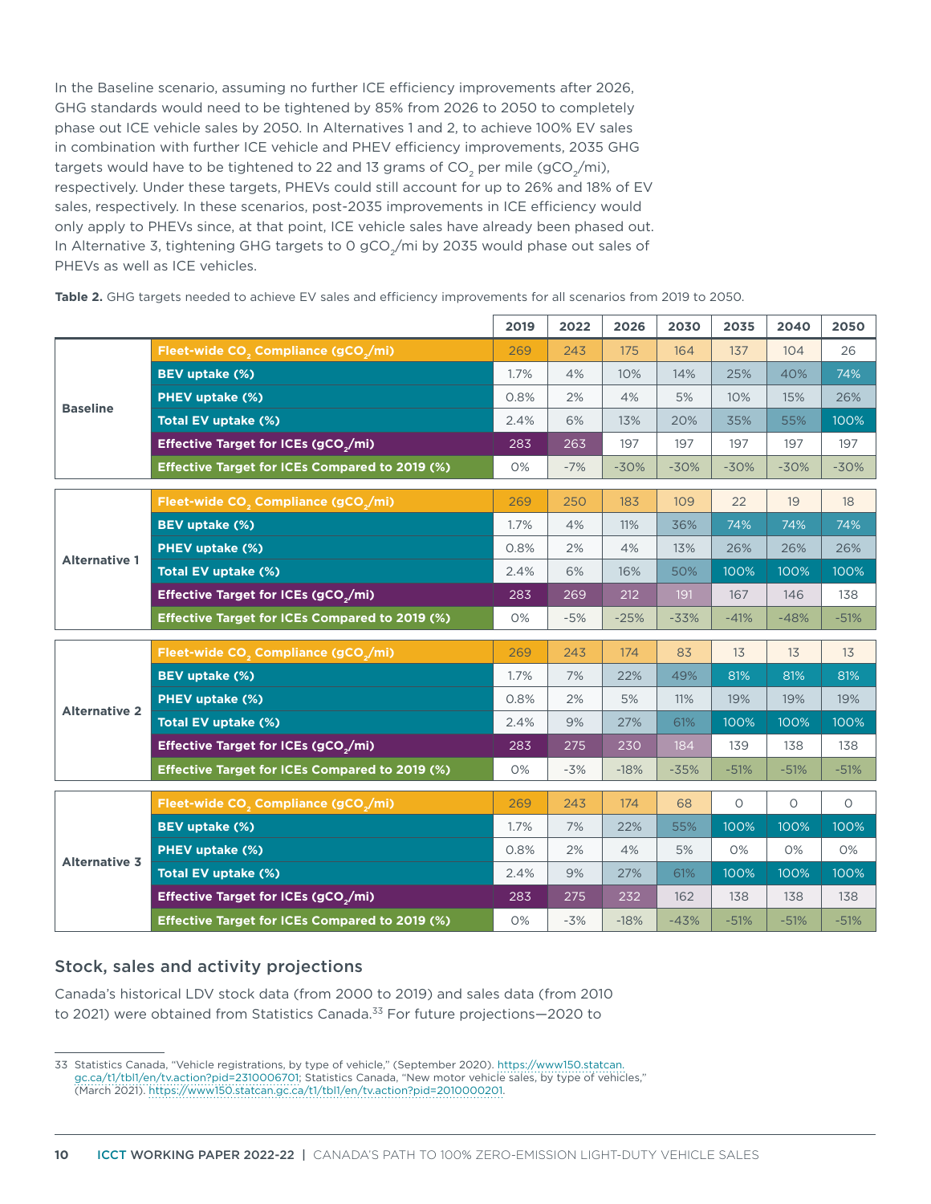In the Baseline scenario, assuming no further ICE efficiency improvements after 2026, GHG standards would need to be tightened by 85% from 2026 to 2050 to completely phase out ICE vehicle sales by 2050. In Alternatives 1 and 2, to achieve 100% EV sales in combination with further ICE vehicle and PHEV efficiency improvements, 2035 GHG targets would have to be tightened to 22 and 13 grams of $CO_2$ per mile ($gCO_2/mi$), respectively. Under these targets, PHEVs could still account for up to 26% and 18% of EV sales, respectively. In these scenarios, post-2035 improvements in ICE efficiency would only apply to PHEVs since, at that point, ICE vehicle sales have already been phased out. In Alternative 3, tightening GHG targets to 0 $gCO_2/mi$ by 2035 would phase out sales of PHEVs as well as ICE vehicles.

**Table 2.** GHG targets needed to achieve EV sales and efficiency improvements for all scenarios from 2019 to 2050.

| | | 2019 | 2022 | 2026 | 2030 | 2035 | 2040 | 2050 |
|---|---|---|---|---|---|---|---|---|
| **Baseline** | **Fleet-wide $CO_2$ Compliance ($gCO_2/mi$)** | 269 | 243 | 175 | 164 | 137 | 104 | 26 |
| | **BEV uptake (%)** | 1.7% | 4% | 10% | 14% | 25% | 40% | 74% |
| | **PHEV uptake (%)** | 0.8% | 2% | 4% | 5% | 10% | 15% | 26% |
| | **Total EV uptake (%)** | 2.4% | 6% | 13% | 20% | 35% | 55% | 100% |
| | **Effective Target for ICEs ($gCO_2/mi$)** | 283 | 263 | 197 | 197 | 197 | 197 | 197 |
| | **Effective Target for ICEs Compared to 2019 (%)** | 0% | -7% | -30% | -30% | -30% | -30% | -30% |
| **Alternative 1** | **Fleet-wide $CO_2$ Compliance ($gCO_2/mi$)** | 269 | 250 | 183 | 109 | 22 | 19 | 18 |
| | **BEV uptake (%)** | 1.7% | 4% | 11% | 36% | 74% | 74% | 74% |
| | **PHEV uptake (%)** | 0.8% | 2% | 4% | 13% | 26% | 26% | 26% |
| | **Total EV uptake (%)** | 2.4% | 6% | 16% | 50% | 100% | 100% | 100% |
| | **Effective Target for ICEs ($gCO_2/mi$)** | 283 | 269 | 212 | 191 | 167 | 146 | 138 |
| | **Effective Target for ICEs Compared to 2019 (%)** | 0% | -5% | -25% | -33% | -41% | -48% | -51% |
| **Alternative 2** | **Fleet-wide $CO_2$ Compliance ($gCO_2/mi$)** | 269 | 243 | 174 | 83 | 13 | 13 | 13 |
| | **BEV uptake (%)** | 1.7% | 7% | 22% | 49% | 81% | 81% | 81% |
| | **PHEV uptake (%)** | 0.8% | 2% | 5% | 11% | 19% | 19% | 19% |
| | **Total EV uptake (%)** | 2.4% | 9% | 27% | 61% | 100% | 100% | 100% |
| | **Effective Target for ICEs ($gCO_2/mi$)** | 283 | 275 | 230 | 184 | 139 | 138 | 138 |
| | **Effective Target for ICEs Compared to 2019 (%)** | 0% | -3% | -18% | -35% | -51% | -51% | -51% |
| **Alternative 3** | **Fleet-wide $CO_2$ Compliance ($gCO_2/mi$)** | 269 | 243 | 174 | 68 | 0 | 0 | 0 |
| | **BEV uptake (%)** | 1.7% | 7% | 22% | 55% | 100% | 100% | 100% |
| | **PHEV uptake (%)** | 0.8% | 2% | 4% | 5% | 0% | 0% | 0% |
| | **Total EV uptake (%)** | 2.4% | 9% | 27% | 61% | 100% | 100% | 100% |
| | **Effective Target for ICEs ($gCO_2/mi$)** | 283 | 275 | 232 | 162 | 138 | 138 | 138 |
| | **Effective Target for ICEs Compared to 2019 (%)** | 0% | -3% | -18% | -43% | -51% | -51% | -51% |

## Stock, sales and activity projections

Canada's historical LDV stock data (from 2000 to 2019) and sales data (from 2010 to 2021) were obtained from Statistics Canada.[33] For future projections—2020 to

33 Statistics Canada, "Vehicle registrations, by type of vehicle," (September 2020). https://www150.statcan.gc.ca/t1/tbl1/en/tv.action?pid=2310006701; Statistics Canada, "New motor vehicle sales, by type of vehicles," (March 2021). https://www150.statcan.gc.ca/t1/tbl1/en/tv.action?pid=2010000201.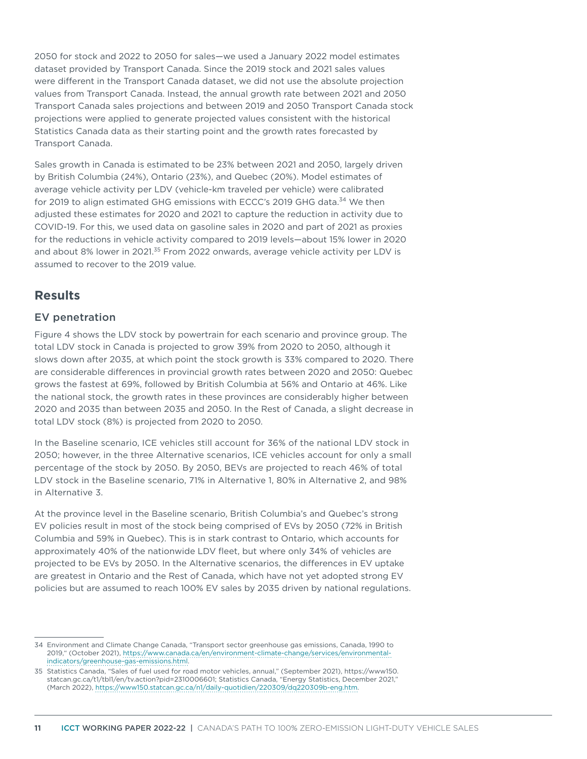2050 for stock and 2022 to 2050 for sales—we used a January 2022 model estimates dataset provided by Transport Canada. Since the 2019 stock and 2021 sales values were different in the Transport Canada dataset, we did not use the absolute projection values from Transport Canada. Instead, the annual growth rate between 2021 and 2050 Transport Canada sales projections and between 2019 and 2050 Transport Canada stock projections were applied to generate projected values consistent with the historical Statistics Canada data as their starting point and the growth rates forecasted by Transport Canada.

Sales growth in Canada is estimated to be 23% between 2021 and 2050, largely driven by British Columbia (24%), Ontario (23%), and Quebec (20%). Model estimates of average vehicle activity per LDV (vehicle-km traveled per vehicle) were calibrated for 2019 to align estimated GHG emissions with ECCC's 2019 GHG data.[34] We then adjusted these estimates for 2020 and 2021 to capture the reduction in activity due to COVID-19. For this, we used data on gasoline sales in 2020 and part of 2021 as proxies for the reductions in vehicle activity compared to 2019 levels—about 15% lower in 2020 and about 8% lower in 2021.[35] From 2022 onwards, average vehicle activity per LDV is assumed to recover to the 2019 value.

## Results

### EV penetration

Figure 4 shows the LDV stock by powertrain for each scenario and province group. The total LDV stock in Canada is projected to grow 39% from 2020 to 2050, although it slows down after 2035, at which point the stock growth is 33% compared to 2020. There are considerable differences in provincial growth rates between 2020 and 2050: Quebec grows the fastest at 69%, followed by British Columbia at 56% and Ontario at 46%. Like the national stock, the growth rates in these provinces are considerably higher between 2020 and 2035 than between 2035 and 2050. In the Rest of Canada, a slight decrease in total LDV stock (8%) is projected from 2020 to 2050.

In the Baseline scenario, ICE vehicles still account for 36% of the national LDV stock in 2050; however, in the three Alternative scenarios, ICE vehicles account for only a small percentage of the stock by 2050. By 2050, BEVs are projected to reach 46% of total LDV stock in the Baseline scenario, 71% in Alternative 1, 80% in Alternative 2, and 98% in Alternative 3.

At the province level in the Baseline scenario, British Columbia's and Quebec's strong EV policies result in most of the stock being comprised of EVs by 2050 (72% in British Columbia and 59% in Quebec). This is in stark contrast to Ontario, which accounts for approximately 40% of the nationwide LDV fleet, but where only 34% of vehicles are projected to be EVs by 2050. In the Alternative scenarios, the differences in EV uptake are greatest in Ontario and the Rest of Canada, which have not yet adopted strong EV policies but are assumed to reach 100% EV sales by 2035 driven by national regulations.

---

34 Environment and Climate Change Canada, "Transport sector greenhouse gas emissions, Canada, 1990 to 2019," (October 2021), https://www.canada.ca/en/environment-climate-change/services/environmental-indicators/greenhouse-gas-emissions.html.

35 Statistics Canada, "Sales of fuel used for road motor vehicles, annual," (September 2021), https://www150.statcan.gc.ca/t1/tbl1/en/tv.action?pid=2310006601; Statistics Canada, "Energy Statistics, December 2021," (March 2022), https://www150.statcan.gc.ca/n1/daily-quotidien/220309/dq220309b-eng.htm.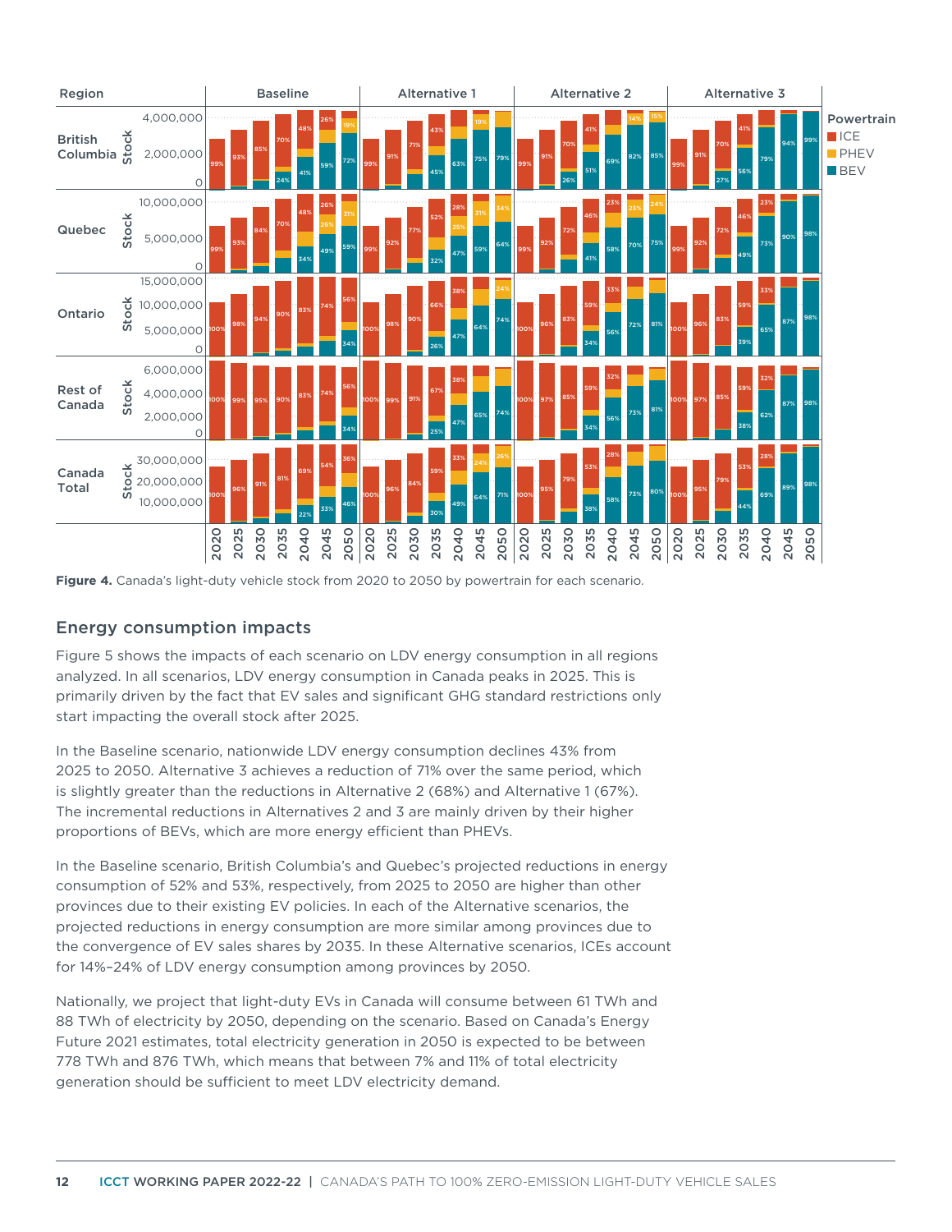**Figure 4.** Canada's light-duty vehicle stock from 2020 to 2050 by powertrain for each scenario.

## Energy consumption impacts

Figure 5 shows the impacts of each scenario on LDV energy consumption in all regions analyzed. In all scenarios, LDV energy consumption in Canada peaks in 2025. This is primarily driven by the fact that EV sales and significant GHG standard restrictions only start impacting the overall stock after 2025.

In the Baseline scenario, nationwide LDV energy consumption declines 43% from 2025 to 2050. Alternative 3 achieves a reduction of 71% over the same period, which is slightly greater than the reductions in Alternative 2 (68%) and Alternative 1 (67%). The incremental reductions in Alternatives 2 and 3 are mainly driven by their higher proportions of BEVs, which are more energy efficient than PHEVs.

In the Baseline scenario, British Columbia's and Quebec's projected reductions in energy consumption of 52% and 53%, respectively, from 2025 to 2050 are higher than other provinces due to their existing EV policies. In each of the Alternative scenarios, the projected reductions in energy consumption are more similar among provinces due to the convergence of EV sales shares by 2035. In these Alternative scenarios, ICEs account for 14%–24% of LDV energy consumption among provinces by 2050.

Nationally, we project that light-duty EVs in Canada will consume between 61 TWh and 88 TWh of electricity by 2050, depending on the scenario. Based on Canada's Energy Future 2021 estimates, total electricity generation in 2050 is expected to be between 778 TWh and 876 TWh, which means that between 7% and 11% of total electricity generation should be sufficient to meet LDV electricity demand.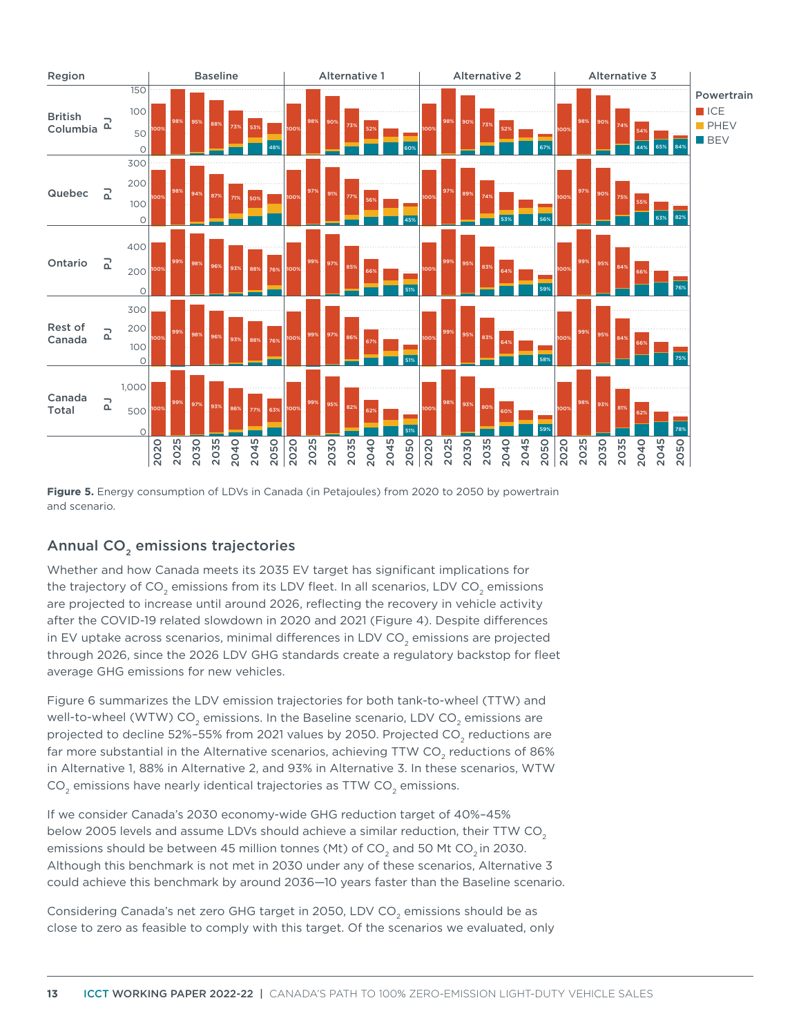**Figure 5.** Energy consumption of LDVs in Canada (in Petajoules) from 2020 to 2050 by powertrain and scenario.

## Annual $CO_2$ emissions trajectories

Whether and how Canada meets its 2035 EV target has significant implications for the trajectory of $CO_2$ emissions from its LDV fleet. In all scenarios, LDV $CO_2$ emissions are projected to increase until around 2026, reflecting the recovery in vehicle activity after the COVID-19 related slowdown in 2020 and 2021 (Figure 4). Despite differences in EV uptake across scenarios, minimal differences in LDV $CO_2$ emissions are projected through 2026, since the 2026 LDV GHG standards create a regulatory backstop for fleet average GHG emissions for new vehicles.

Figure 6 summarizes the LDV emission trajectories for both tank-to-wheel (TTW) and well-to-wheel (WTW) $CO_2$ emissions. In the Baseline scenario, LDV $CO_2$ emissions are projected to decline 52%–55% from 2021 values by 2050. Projected $CO_2$ reductions are far more substantial in the Alternative scenarios, achieving TTW $CO_2$ reductions of 86% in Alternative 1, 88% in Alternative 2, and 93% in Alternative 3. In these scenarios, WTW $CO_2$ emissions have nearly identical trajectories as TTW $CO_2$ emissions.

If we consider Canada's 2030 economy-wide GHG reduction target of 40%–45% below 2005 levels and assume LDVs should achieve a similar reduction, their TTW $CO_2$ emissions should be between 45 million tonnes (Mt) of $CO_2$ and 50 Mt $CO_2$ in 2030. Although this benchmark is not met in 2030 under any of these scenarios, Alternative 3 could achieve this benchmark by around 2036—10 years faster than the Baseline scenario.

Considering Canada's net zero GHG target in 2050, LDV $CO_2$ emissions should be as close to zero as feasible to comply with this target. Of the scenarios we evaluated, only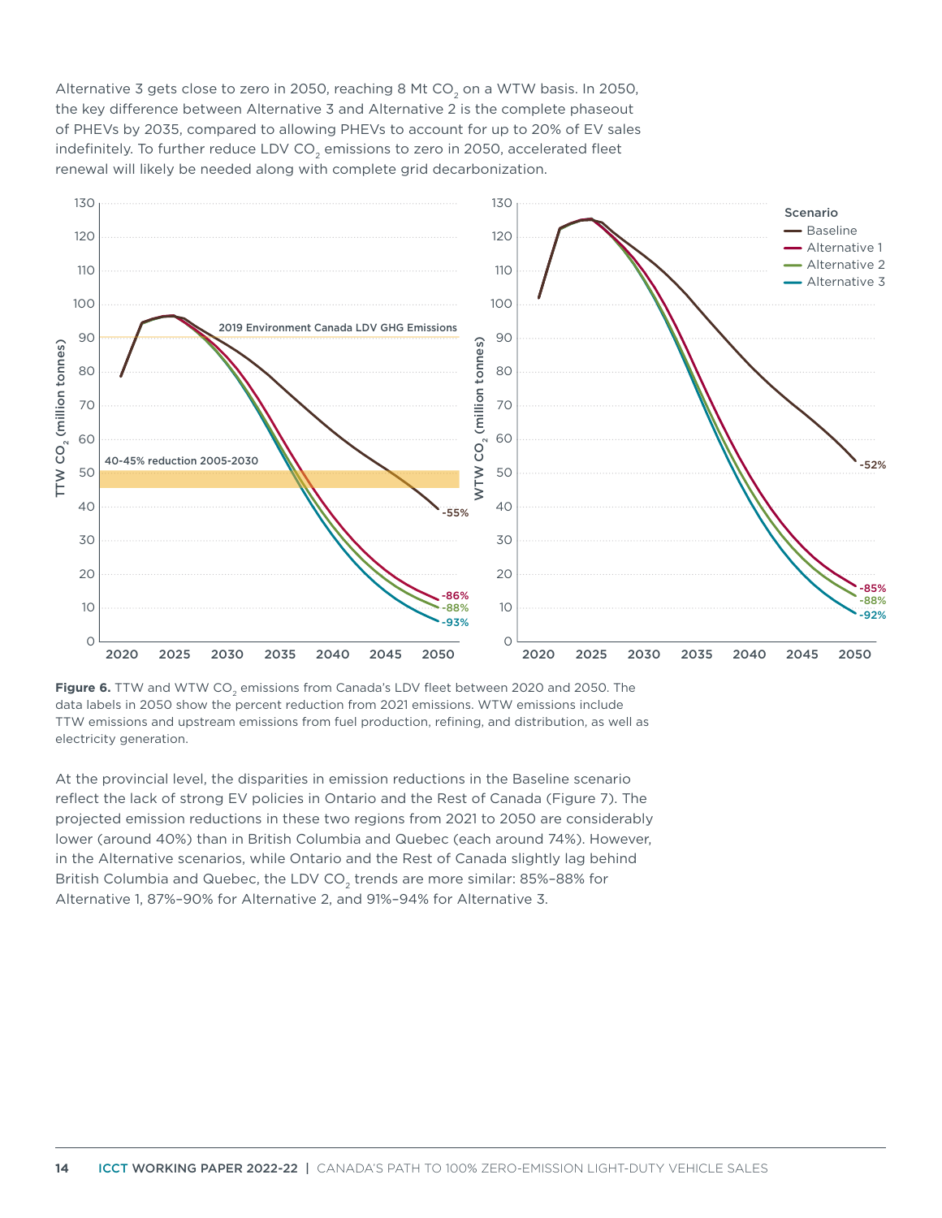Alternative 3 gets close to zero in 2050, reaching 8 Mt $CO_2$ on a WTW basis. In 2050, the key difference between Alternative 3 and Alternative 2 is the complete phaseout of PHEVs by 2035, compared to allowing PHEVs to account for up to 20% of EV sales indefinitely. To further reduce LDV $CO_2$ emissions to zero in 2050, accelerated fleet renewal will likely be needed along with complete grid decarbonization.

**Figure 6.** TTW and WTW $CO_2$ emissions from Canada's LDV fleet between 2020 and 2050. The data labels in 2050 show the percent reduction from 2021 emissions. WTW emissions include TTW emissions and upstream emissions from fuel production, refining, and distribution, as well as electricity generation.

At the provincial level, the disparities in emission reductions in the Baseline scenario reflect the lack of strong EV policies in Ontario and the Rest of Canada (Figure 7). The projected emission reductions in these two regions from 2021 to 2050 are considerably lower (around 40%) than in British Columbia and Quebec (each around 74%). However, in the Alternative scenarios, while Ontario and the Rest of Canada slightly lag behind British Columbia and Quebec, the LDV $CO_2$ trends are more similar: 85%–88% for Alternative 1, 87%–90% for Alternative 2, and 91%–94% for Alternative 3.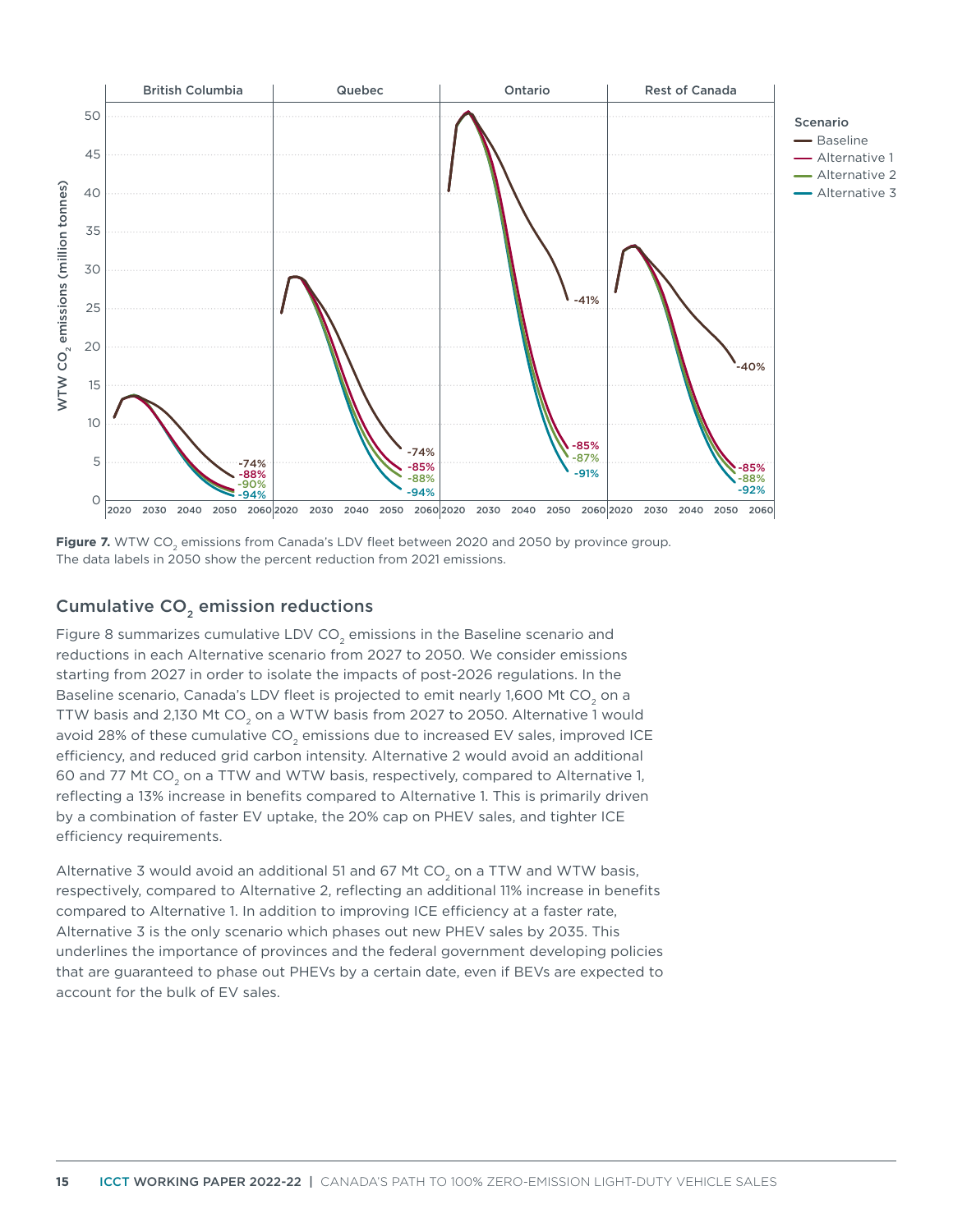**Figure 7.** WTW $CO_2$ emissions from Canada's LDV fleet between 2020 and 2050 by province group. The data labels in 2050 show the percent reduction from 2021 emissions.

## Cumulative $CO_2$ emission reductions

Figure 8 summarizes cumulative LDV $CO_2$ emissions in the Baseline scenario and reductions in each Alternative scenario from 2027 to 2050. We consider emissions starting from 2027 in order to isolate the impacts of post-2026 regulations. In the Baseline scenario, Canada's LDV fleet is projected to emit nearly 1,600 Mt $CO_2$ on a TTW basis and 2,130 Mt $CO_2$ on a WTW basis from 2027 to 2050. Alternative 1 would avoid 28% of these cumulative $CO_2$ emissions due to increased EV sales, improved ICE efficiency, and reduced grid carbon intensity. Alternative 2 would avoid an additional 60 and 77 Mt $CO_2$ on a TTW and WTW basis, respectively, compared to Alternative 1, reflecting a 13% increase in benefits compared to Alternative 1. This is primarily driven by a combination of faster EV uptake, the 20% cap on PHEV sales, and tighter ICE efficiency requirements.

Alternative 3 would avoid an additional 51 and 67 Mt $CO_2$ on a TTW and WTW basis, respectively, compared to Alternative 2, reflecting an additional 11% increase in benefits compared to Alternative 1. In addition to improving ICE efficiency at a faster rate, Alternative 3 is the only scenario which phases out new PHEV sales by 2035. This underlines the importance of provinces and the federal government developing policies that are guaranteed to phase out PHEVs by a certain date, even if BEVs are expected to account for the bulk of EV sales.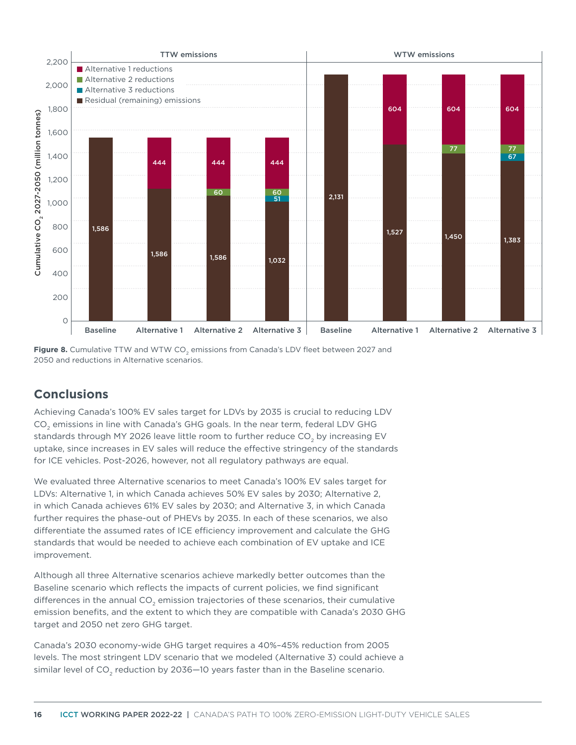Figure 8. Cumulative TTW and WTW $CO_2$ emissions from Canada's LDV fleet between 2027 and 2050 and reductions in Alternative scenarios.

## Conclusions

Achieving Canada's 100% EV sales target for LDVs by 2035 is crucial to reducing LDV $CO_2$ emissions in line with Canada's GHG goals. In the near term, federal LDV GHG standards through MY 2026 leave little room to further reduce $CO_2$ by increasing EV uptake, since increases in EV sales will reduce the effective stringency of the standards for ICE vehicles. Post-2026, however, not all regulatory pathways are equal.

We evaluated three Alternative scenarios to meet Canada's 100% EV sales target for LDVs: Alternative 1, in which Canada achieves 50% EV sales by 2030; Alternative 2, in which Canada achieves 61% EV sales by 2030; and Alternative 3, in which Canada further requires the phase-out of PHEVs by 2035. In each of these scenarios, we also differentiate the assumed rates of ICE efficiency improvement and calculate the GHG standards that would be needed to achieve each combination of EV uptake and ICE improvement.

Although all three Alternative scenarios achieve markedly better outcomes than the Baseline scenario which reflects the impacts of current policies, we find significant differences in the annual $CO_2$ emission trajectories of these scenarios, their cumulative emission benefits, and the extent to which they are compatible with Canada's 2030 GHG target and 2050 net zero GHG target.

Canada's 2030 economy-wide GHG target requires a 40%–45% reduction from 2005 levels. The most stringent LDV scenario that we modeled (Alternative 3) could achieve a similar level of $CO_2$ reduction by 2036—10 years faster than in the Baseline scenario.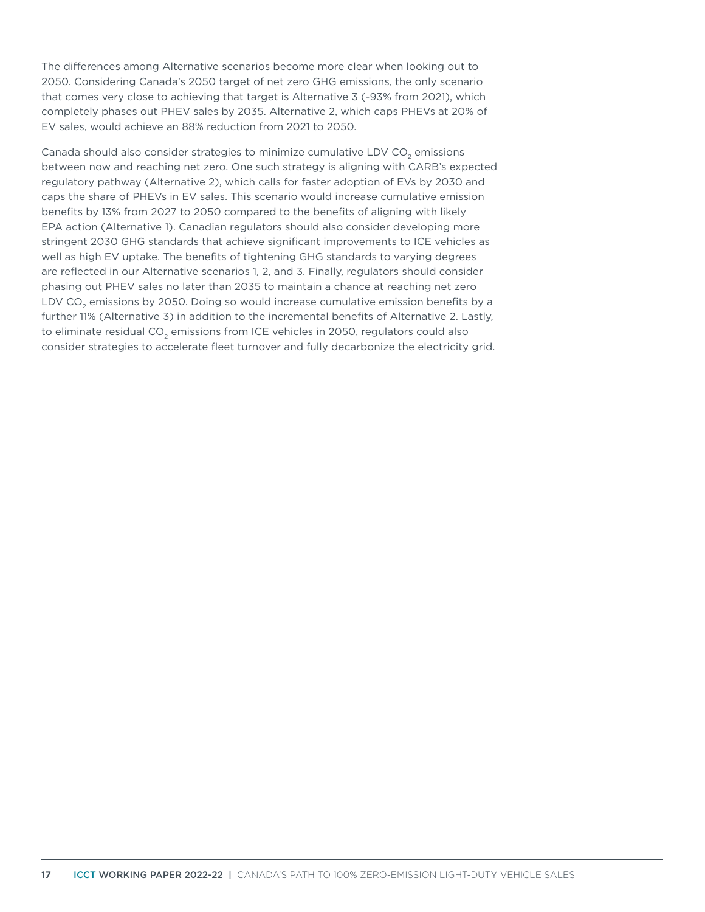The differences among Alternative scenarios become more clear when looking out to 2050. Considering Canada's 2050 target of net zero GHG emissions, the only scenario that comes very close to achieving that target is Alternative 3 (-93% from 2021), which completely phases out PHEV sales by 2035. Alternative 2, which caps PHEVs at 20% of EV sales, would achieve an 88% reduction from 2021 to 2050.

Canada should also consider strategies to minimize cumulative LDV $CO_2$ emissions between now and reaching net zero. One such strategy is aligning with CARB's expected regulatory pathway (Alternative 2), which calls for faster adoption of EVs by 2030 and caps the share of PHEVs in EV sales. This scenario would increase cumulative emission benefits by 13% from 2027 to 2050 compared to the benefits of aligning with likely EPA action (Alternative 1). Canadian regulators should also consider developing more stringent 2030 GHG standards that achieve significant improvements to ICE vehicles as well as high EV uptake. The benefits of tightening GHG standards to varying degrees are reflected in our Alternative scenarios 1, 2, and 3. Finally, regulators should consider phasing out PHEV sales no later than 2035 to maintain a chance at reaching net zero LDV $CO_2$ emissions by 2050. Doing so would increase cumulative emission benefits by a further 11% (Alternative 3) in addition to the incremental benefits of Alternative 2. Lastly, to eliminate residual $CO_2$ emissions from ICE vehicles in 2050, regulators could also consider strategies to accelerate fleet turnover and fully decarbonize the electricity grid.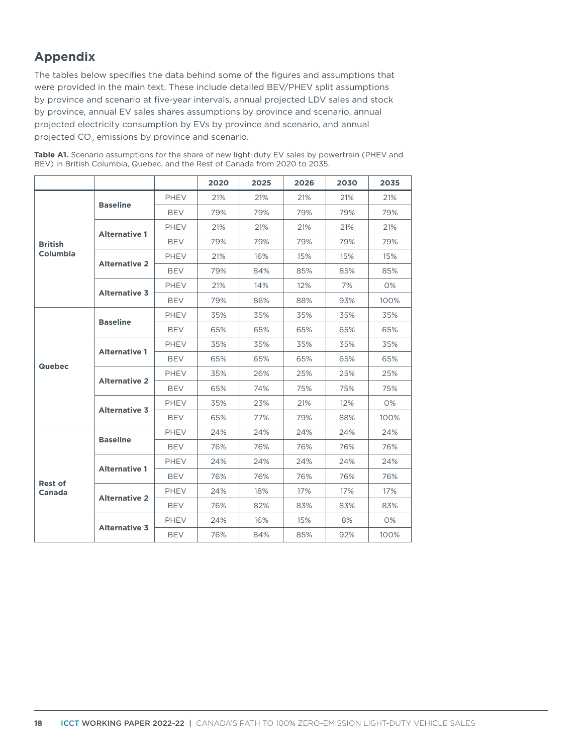## Appendix

The tables below specifies the data behind some of the figures and assumptions that were provided in the main text. These include detailed BEV/PHEV split assumptions by province and scenario at five-year intervals, annual projected LDV sales and stock by province, annual EV sales shares assumptions by province and scenario, annual projected electricity consumption by EVs by province and scenario, and annual projected $CO_2$ emissions by province and scenario.

**Table A1.** Scenario assumptions for the share of new light-duty EV sales by powertrain (PHEV and BEV) in British Columbia, Quebec, and the Rest of Canada from 2020 to 2035.

| | | | 2020 | 2025 | 2026 | 2030 | 2035 |
|---|---|---|---|---|---|---|---|
| **British Columbia** | **Baseline** | PHEV | 21% | 21% | 21% | 21% | 21% |
| | | BEV | 79% | 79% | 79% | 79% | 79% |
| | **Alternative 1** | PHEV | 21% | 21% | 21% | 21% | 21% |
| | | BEV | 79% | 79% | 79% | 79% | 79% |
| | **Alternative 2** | PHEV | 21% | 16% | 15% | 15% | 15% |
| | | BEV | 79% | 84% | 85% | 85% | 85% |
| | **Alternative 3** | PHEV | 21% | 14% | 12% | 7% | 0% |
| | | BEV | 79% | 86% | 88% | 93% | 100% |
| **Quebec** | **Baseline** | PHEV | 35% | 35% | 35% | 35% | 35% |
| | | BEV | 65% | 65% | 65% | 65% | 65% |
| | **Alternative 1** | PHEV | 35% | 35% | 35% | 35% | 35% |
| | | BEV | 65% | 65% | 65% | 65% | 65% |
| | **Alternative 2** | PHEV | 35% | 26% | 25% | 25% | 25% |
| | | BEV | 65% | 74% | 75% | 75% | 75% |
| | **Alternative 3** | PHEV | 35% | 23% | 21% | 12% | 0% |
| | | BEV | 65% | 77% | 79% | 88% | 100% |
| **Rest of Canada** | **Baseline** | PHEV | 24% | 24% | 24% | 24% | 24% |
| | | BEV | 76% | 76% | 76% | 76% | 76% |
| | **Alternative 1** | PHEV | 24% | 24% | 24% | 24% | 24% |
| | | BEV | 76% | 76% | 76% | 76% | 76% |
| | **Alternative 2** | PHEV | 24% | 18% | 17% | 17% | 17% |
| | | BEV | 76% | 82% | 83% | 83% | 83% |
| | **Alternative 3** | PHEV | 24% | 16% | 15% | 8% | 0% |
| | | BEV | 76% | 84% | 85% | 92% | 100% |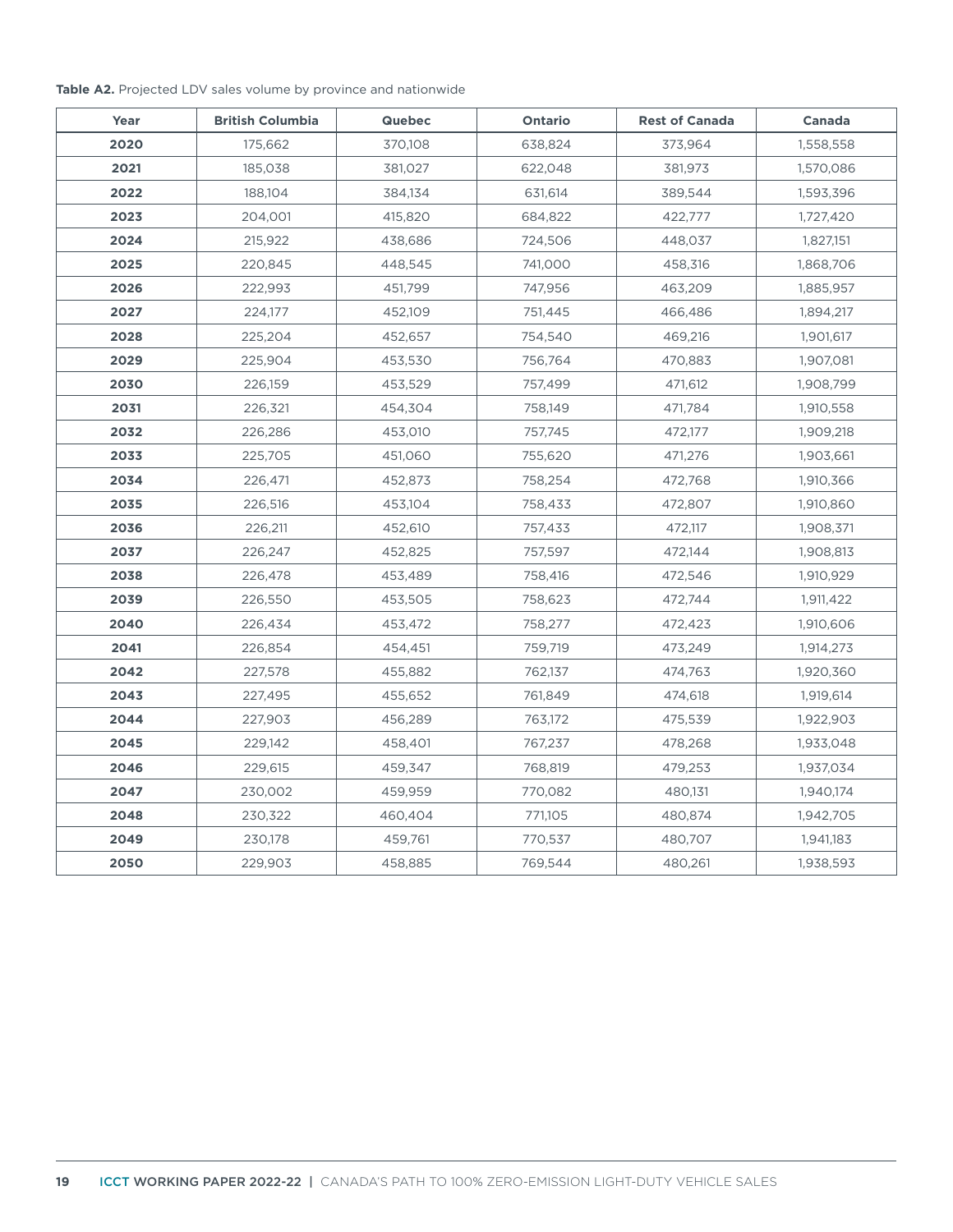**Table A2.** Projected LDV sales volume by province and nationwide

| Year | British Columbia | Quebec | Ontario | Rest of Canada | Canada |
|---|---|---|---|---|---|
| **2020** | 175,662 | 370,108 | 638,824 | 373,964 | 1,558,558 |
| **2021** | 185,038 | 381,027 | 622,048 | 381,973 | 1,570,086 |
| **2022** | 188,104 | 384,134 | 631,614 | 389,544 | 1,593,396 |
| **2023** | 204,001 | 415,820 | 684,822 | 422,777 | 1,727,420 |
| **2024** | 215,922 | 438,686 | 724,506 | 448,037 | 1,827,151 |
| **2025** | 220,845 | 448,545 | 741,000 | 458,316 | 1,868,706 |
| **2026** | 222,993 | 451,799 | 747,956 | 463,209 | 1,885,957 |
| **2027** | 224,177 | 452,109 | 751,445 | 466,486 | 1,894,217 |
| **2028** | 225,204 | 452,657 | 754,540 | 469,216 | 1,901,617 |
| **2029** | 225,904 | 453,530 | 756,764 | 470,883 | 1,907,081 |
| **2030** | 226,159 | 453,529 | 757,499 | 471,612 | 1,908,799 |
| **2031** | 226,321 | 454,304 | 758,149 | 471,784 | 1,910,558 |
| **2032** | 226,286 | 453,010 | 757,745 | 472,177 | 1,909,218 |
| **2033** | 225,705 | 451,060 | 755,620 | 471,276 | 1,903,661 |
| **2034** | 226,471 | 452,873 | 758,254 | 472,768 | 1,910,366 |
| **2035** | 226,516 | 453,104 | 758,433 | 472,807 | 1,910,860 |
| **2036** | 226,211 | 452,610 | 757,433 | 472,117 | 1,908,371 |
| **2037** | 226,247 | 452,825 | 757,597 | 472,144 | 1,908,813 |
| **2038** | 226,478 | 453,489 | 758,416 | 472,546 | 1,910,929 |
| **2039** | 226,550 | 453,505 | 758,623 | 472,744 | 1,911,422 |
| **2040** | 226,434 | 453,472 | 758,277 | 472,423 | 1,910,606 |
| **2041** | 226,854 | 454,451 | 759,719 | 473,249 | 1,914,273 |
| **2042** | 227,578 | 455,882 | 762,137 | 474,763 | 1,920,360 |
| **2043** | 227,495 | 455,652 | 761,849 | 474,618 | 1,919,614 |
| **2044** | 227,903 | 456,289 | 763,172 | 475,539 | 1,922,903 |
| **2045** | 229,142 | 458,401 | 767,237 | 478,268 | 1,933,048 |
| **2046** | 229,615 | 459,347 | 768,819 | 479,253 | 1,937,034 |
| **2047** | 230,002 | 459,959 | 770,082 | 480,131 | 1,940,174 |
| **2048** | 230,322 | 460,404 | 771,105 | 480,874 | 1,942,705 |
| **2049** | 230,178 | 459,761 | 770,537 | 480,707 | 1,941,183 |
| **2050** | 229,903 | 458,885 | 769,544 | 480,261 | 1,938,593 |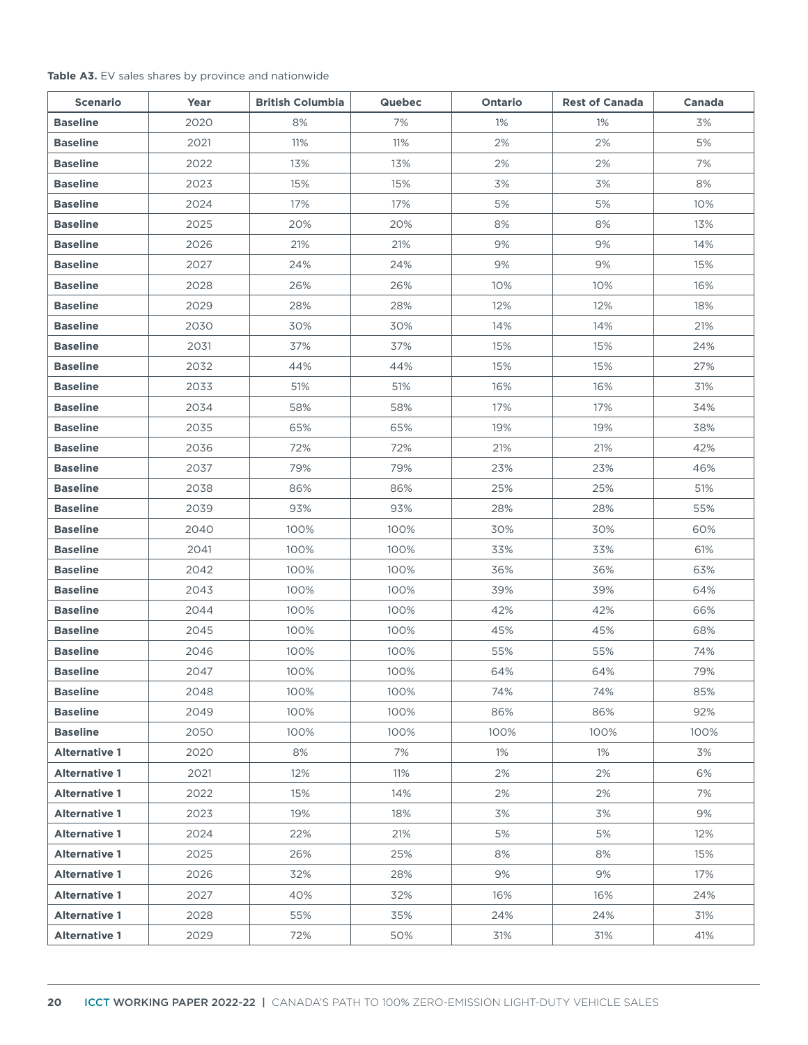**Table A3.** EV sales shares by province and nationwide

| Scenario | Year | British Columbia | Quebec | Ontario | Rest of Canada | Canada |
|---|---|---|---|---|---|---|
| **Baseline** | 2020 | 8% | 7% | 1% | 1% | 3% |
| **Baseline** | 2021 | 11% | 11% | 2% | 2% | 5% |
| **Baseline** | 2022 | 13% | 13% | 2% | 2% | 7% |
| **Baseline** | 2023 | 15% | 15% | 3% | 3% | 8% |
| **Baseline** | 2024 | 17% | 17% | 5% | 5% | 10% |
| **Baseline** | 2025 | 20% | 20% | 8% | 8% | 13% |
| **Baseline** | 2026 | 21% | 21% | 9% | 9% | 14% |
| **Baseline** | 2027 | 24% | 24% | 9% | 9% | 15% |
| **Baseline** | 2028 | 26% | 26% | 10% | 10% | 16% |
| **Baseline** | 2029 | 28% | 28% | 12% | 12% | 18% |
| **Baseline** | 2030 | 30% | 30% | 14% | 14% | 21% |
| **Baseline** | 2031 | 37% | 37% | 15% | 15% | 24% |
| **Baseline** | 2032 | 44% | 44% | 15% | 15% | 27% |
| **Baseline** | 2033 | 51% | 51% | 16% | 16% | 31% |
| **Baseline** | 2034 | 58% | 58% | 17% | 17% | 34% |
| **Baseline** | 2035 | 65% | 65% | 19% | 19% | 38% |
| **Baseline** | 2036 | 72% | 72% | 21% | 21% | 42% |
| **Baseline** | 2037 | 79% | 79% | 23% | 23% | 46% |
| **Baseline** | 2038 | 86% | 86% | 25% | 25% | 51% |
| **Baseline** | 2039 | 93% | 93% | 28% | 28% | 55% |
| **Baseline** | 2040 | 100% | 100% | 30% | 30% | 60% |
| **Baseline** | 2041 | 100% | 100% | 33% | 33% | 61% |
| **Baseline** | 2042 | 100% | 100% | 36% | 36% | 63% |
| **Baseline** | 2043 | 100% | 100% | 39% | 39% | 64% |
| **Baseline** | 2044 | 100% | 100% | 42% | 42% | 66% |
| **Baseline** | 2045 | 100% | 100% | 45% | 45% | 68% |
| **Baseline** | 2046 | 100% | 100% | 55% | 55% | 74% |
| **Baseline** | 2047 | 100% | 100% | 64% | 64% | 79% |
| **Baseline** | 2048 | 100% | 100% | 74% | 74% | 85% |
| **Baseline** | 2049 | 100% | 100% | 86% | 86% | 92% |
| **Baseline** | 2050 | 100% | 100% | 100% | 100% | 100% |
| **Alternative 1** | 2020 | 8% | 7% | 1% | 1% | 3% |
| **Alternative 1** | 2021 | 12% | 11% | 2% | 2% | 6% |
| **Alternative 1** | 2022 | 15% | 14% | 2% | 2% | 7% |
| **Alternative 1** | 2023 | 19% | 18% | 3% | 3% | 9% |
| **Alternative 1** | 2024 | 22% | 21% | 5% | 5% | 12% |
| **Alternative 1** | 2025 | 26% | 25% | 8% | 8% | 15% |
| **Alternative 1** | 2026 | 32% | 28% | 9% | 9% | 17% |
| **Alternative 1** | 2027 | 40% | 32% | 16% | 16% | 24% |
| **Alternative 1** | 2028 | 55% | 35% | 24% | 24% | 31% |
| **Alternative 1** | 2029 | 72% | 50% | 31% | 31% | 41% |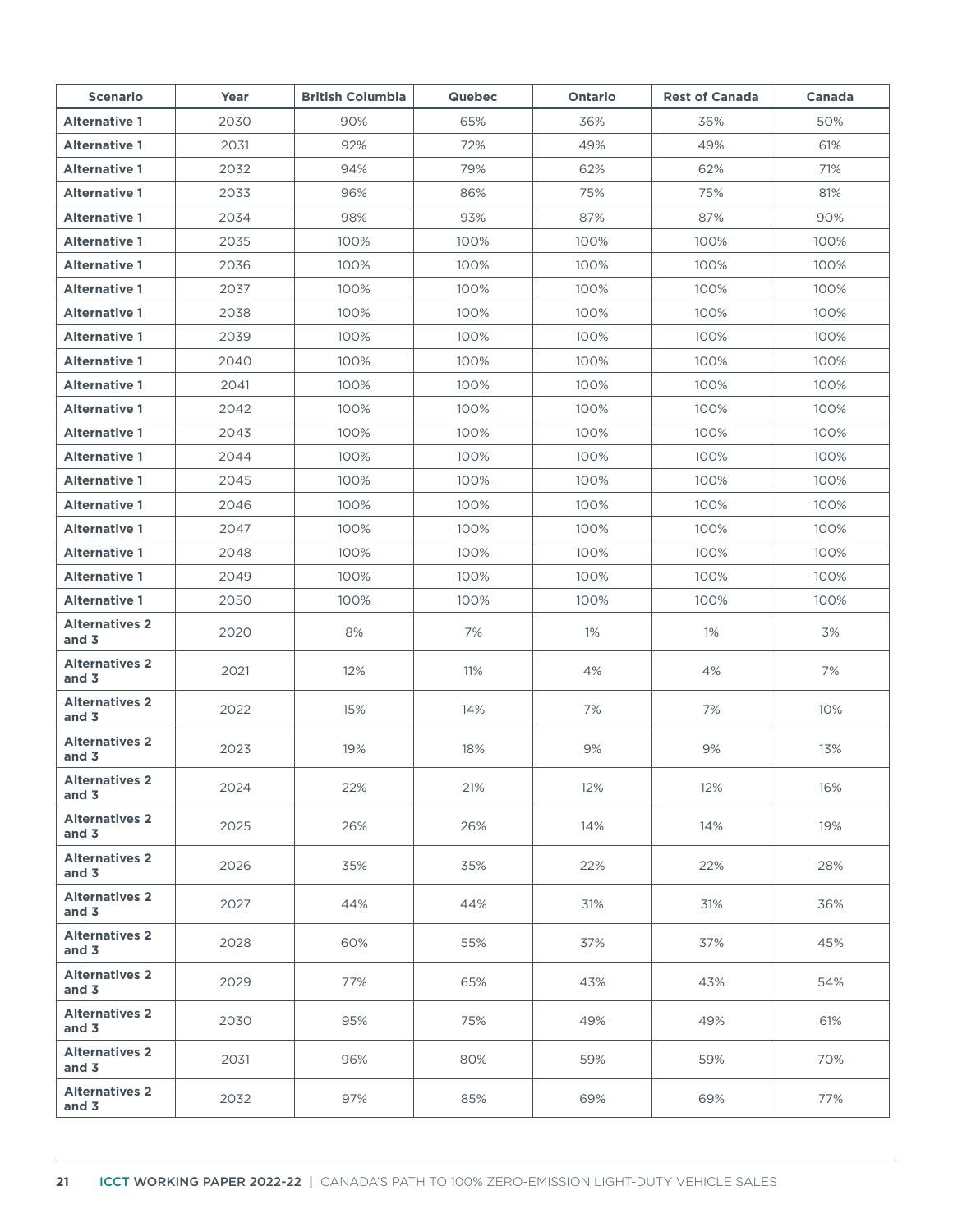| Scenario | Year | British Columbia | Quebec | Ontario | Rest of Canada | Canada |
|---|---|---|---|---|---|---|
| **Alternative 1** | 2030 | 90% | 65% | 36% | 36% | 50% |
| **Alternative 1** | 2031 | 92% | 72% | 49% | 49% | 61% |
| **Alternative 1** | 2032 | 94% | 79% | 62% | 62% | 71% |
| **Alternative 1** | 2033 | 96% | 86% | 75% | 75% | 81% |
| **Alternative 1** | 2034 | 98% | 93% | 87% | 87% | 90% |
| **Alternative 1** | 2035 | 100% | 100% | 100% | 100% | 100% |
| **Alternative 1** | 2036 | 100% | 100% | 100% | 100% | 100% |
| **Alternative 1** | 2037 | 100% | 100% | 100% | 100% | 100% |
| **Alternative 1** | 2038 | 100% | 100% | 100% | 100% | 100% |
| **Alternative 1** | 2039 | 100% | 100% | 100% | 100% | 100% |
| **Alternative 1** | 2040 | 100% | 100% | 100% | 100% | 100% |
| **Alternative 1** | 2041 | 100% | 100% | 100% | 100% | 100% |
| **Alternative 1** | 2042 | 100% | 100% | 100% | 100% | 100% |
| **Alternative 1** | 2043 | 100% | 100% | 100% | 100% | 100% |
| **Alternative 1** | 2044 | 100% | 100% | 100% | 100% | 100% |
| **Alternative 1** | 2045 | 100% | 100% | 100% | 100% | 100% |
| **Alternative 1** | 2046 | 100% | 100% | 100% | 100% | 100% |
| **Alternative 1** | 2047 | 100% | 100% | 100% | 100% | 100% |
| **Alternative 1** | 2048 | 100% | 100% | 100% | 100% | 100% |
| **Alternative 1** | 2049 | 100% | 100% | 100% | 100% | 100% |
| **Alternative 1** | 2050 | 100% | 100% | 100% | 100% | 100% |
| **Alternatives 2 and 3** | 2020 | 8% | 7% | 1% | 1% | 3% |
| **Alternatives 2 and 3** | 2021 | 12% | 11% | 4% | 4% | 7% |
| **Alternatives 2 and 3** | 2022 | 15% | 14% | 7% | 7% | 10% |
| **Alternatives 2 and 3** | 2023 | 19% | 18% | 9% | 9% | 13% |
| **Alternatives 2 and 3** | 2024 | 22% | 21% | 12% | 12% | 16% |
| **Alternatives 2 and 3** | 2025 | 26% | 26% | 14% | 14% | 19% |
| **Alternatives 2 and 3** | 2026 | 35% | 35% | 22% | 22% | 28% |
| **Alternatives 2 and 3** | 2027 | 44% | 44% | 31% | 31% | 36% |
| **Alternatives 2 and 3** | 2028 | 60% | 55% | 37% | 37% | 45% |
| **Alternatives 2 and 3** | 2029 | 77% | 65% | 43% | 43% | 54% |
| **Alternatives 2 and 3** | 2030 | 95% | 75% | 49% | 49% | 61% |
| **Alternatives 2 and 3** | 2031 | 96% | 80% | 59% | 59% | 70% |
| **Alternatives 2 and 3** | 2032 | 97% | 85% | 69% | 69% | 77% |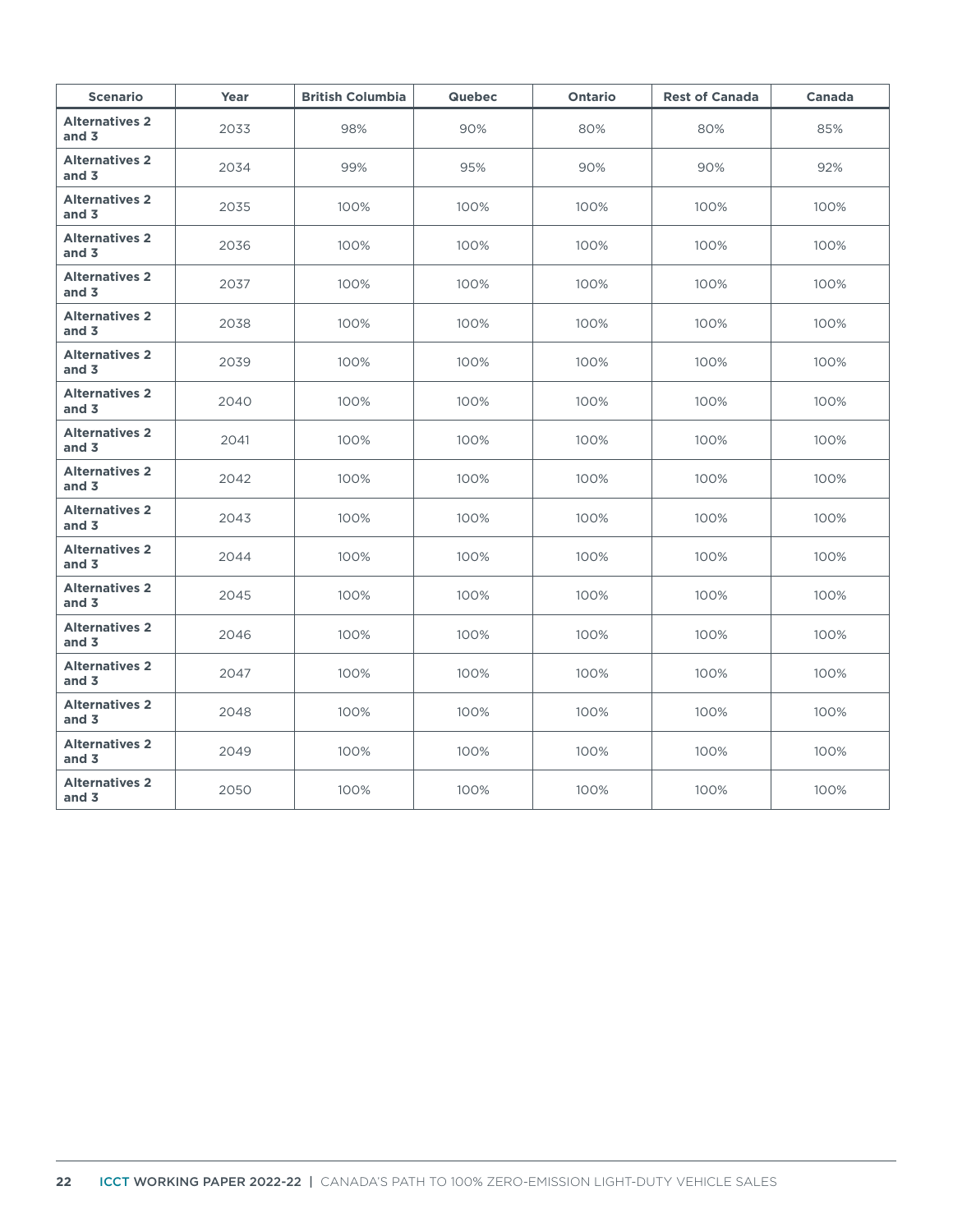| Scenario | Year | British Columbia | Quebec | Ontario | Rest of Canada | Canada |
|---|---|---|---|---|---|---|
| **Alternatives 2 and 3** | 2033 | 98% | 90% | 80% | 80% | 85% |
| **Alternatives 2 and 3** | 2034 | 99% | 95% | 90% | 90% | 92% |
| **Alternatives 2 and 3** | 2035 | 100% | 100% | 100% | 100% | 100% |
| **Alternatives 2 and 3** | 2036 | 100% | 100% | 100% | 100% | 100% |
| **Alternatives 2 and 3** | 2037 | 100% | 100% | 100% | 100% | 100% |
| **Alternatives 2 and 3** | 2038 | 100% | 100% | 100% | 100% | 100% |
| **Alternatives 2 and 3** | 2039 | 100% | 100% | 100% | 100% | 100% |
| **Alternatives 2 and 3** | 2040 | 100% | 100% | 100% | 100% | 100% |
| **Alternatives 2 and 3** | 2041 | 100% | 100% | 100% | 100% | 100% |
| **Alternatives 2 and 3** | 2042 | 100% | 100% | 100% | 100% | 100% |
| **Alternatives 2 and 3** | 2043 | 100% | 100% | 100% | 100% | 100% |
| **Alternatives 2 and 3** | 2044 | 100% | 100% | 100% | 100% | 100% |
| **Alternatives 2 and 3** | 2045 | 100% | 100% | 100% | 100% | 100% |
| **Alternatives 2 and 3** | 2046 | 100% | 100% | 100% | 100% | 100% |
| **Alternatives 2 and 3** | 2047 | 100% | 100% | 100% | 100% | 100% |
| **Alternatives 2 and 3** | 2048 | 100% | 100% | 100% | 100% | 100% |
| **Alternatives 2 and 3** | 2049 | 100% | 100% | 100% | 100% | 100% |
| **Alternatives 2 and 3** | 2050 | 100% | 100% | 100% | 100% | 100% |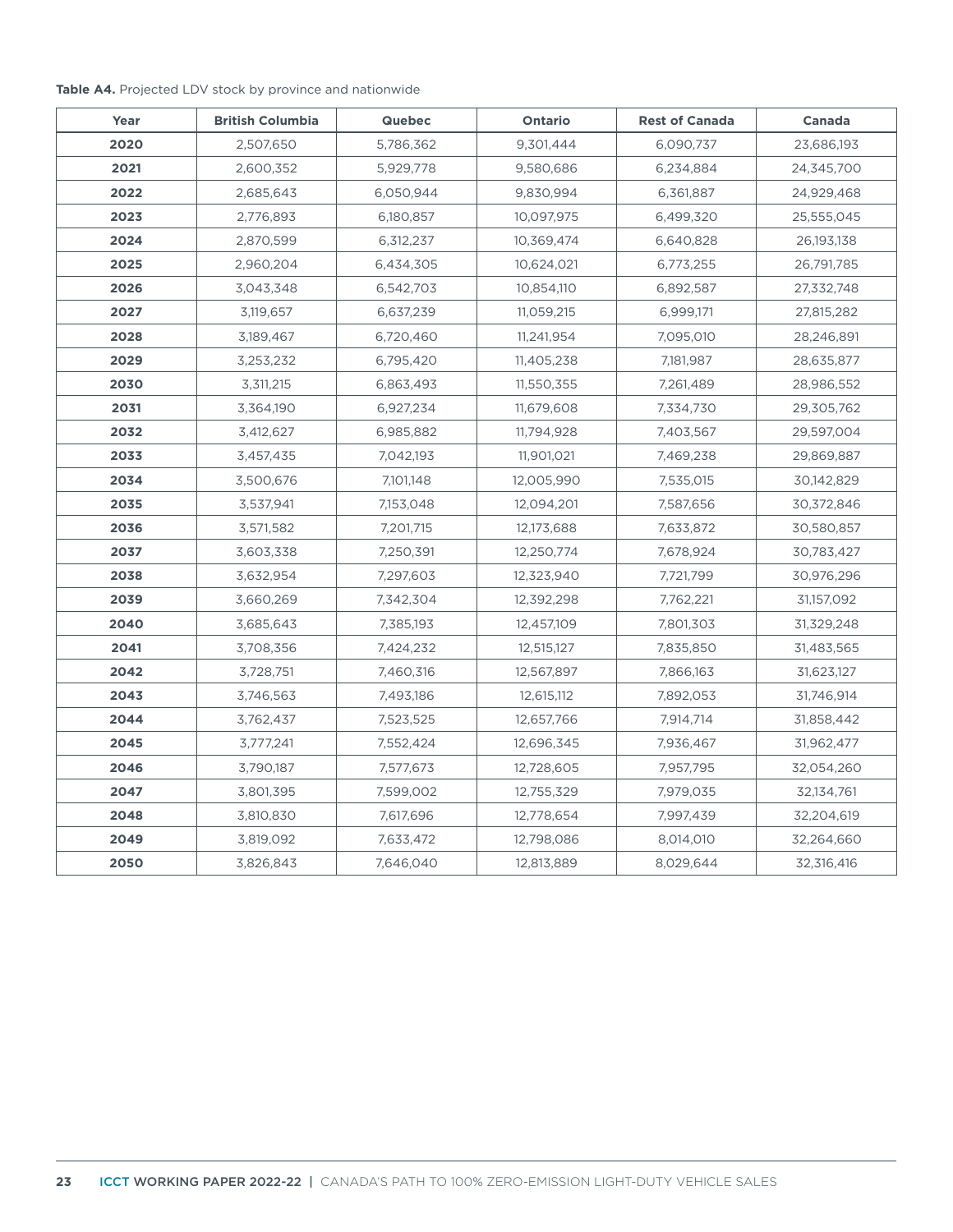**Table A4.** Projected LDV stock by province and nationwide

| Year | British Columbia | Quebec | Ontario | Rest of Canada | Canada |
|---|---|---|---|---|---|
| **2020** | 2,507,650 | 5,786,362 | 9,301,444 | 6,090,737 | 23,686,193 |
| **2021** | 2,600,352 | 5,929,778 | 9,580,686 | 6,234,884 | 24,345,700 |
| **2022** | 2,685,643 | 6,050,944 | 9,830,994 | 6,361,887 | 24,929,468 |
| **2023** | 2,776,893 | 6,180,857 | 10,097,975 | 6,499,320 | 25,555,045 |
| **2024** | 2,870,599 | 6,312,237 | 10,369,474 | 6,640,828 | 26,193,138 |
| **2025** | 2,960,204 | 6,434,305 | 10,624,021 | 6,773,255 | 26,791,785 |
| **2026** | 3,043,348 | 6,542,703 | 10,854,110 | 6,892,587 | 27,332,748 |
| **2027** | 3,119,657 | 6,637,239 | 11,059,215 | 6,999,171 | 27,815,282 |
| **2028** | 3,189,467 | 6,720,460 | 11,241,954 | 7,095,010 | 28,246,891 |
| **2029** | 3,253,232 | 6,795,420 | 11,405,238 | 7,181,987 | 28,635,877 |
| **2030** | 3,311,215 | 6,863,493 | 11,550,355 | 7,261,489 | 28,986,552 |
| **2031** | 3,364,190 | 6,927,234 | 11,679,608 | 7,334,730 | 29,305,762 |
| **2032** | 3,412,627 | 6,985,882 | 11,794,928 | 7,403,567 | 29,597,004 |
| **2033** | 3,457,435 | 7,042,193 | 11,901,021 | 7,469,238 | 29,869,887 |
| **2034** | 3,500,676 | 7,101,148 | 12,005,990 | 7,535,015 | 30,142,829 |
| **2035** | 3,537,941 | 7,153,048 | 12,094,201 | 7,587,656 | 30,372,846 |
| **2036** | 3,571,582 | 7,201,715 | 12,173,688 | 7,633,872 | 30,580,857 |
| **2037** | 3,603,338 | 7,250,391 | 12,250,774 | 7,678,924 | 30,783,427 |
| **2038** | 3,632,954 | 7,297,603 | 12,323,940 | 7,721,799 | 30,976,296 |
| **2039** | 3,660,269 | 7,342,304 | 12,392,298 | 7,762,221 | 31,157,092 |
| **2040** | 3,685,643 | 7,385,193 | 12,457,109 | 7,801,303 | 31,329,248 |
| **2041** | 3,708,356 | 7,424,232 | 12,515,127 | 7,835,850 | 31,483,565 |
| **2042** | 3,728,751 | 7,460,316 | 12,567,897 | 7,866,163 | 31,623,127 |
| **2043** | 3,746,563 | 7,493,186 | 12,615,112 | 7,892,053 | 31,746,914 |
| **2044** | 3,762,437 | 7,523,525 | 12,657,766 | 7,914,714 | 31,858,442 |
| **2045** | 3,777,241 | 7,552,424 | 12,696,345 | 7,936,467 | 31,962,477 |
| **2046** | 3,790,187 | 7,577,673 | 12,728,605 | 7,957,795 | 32,054,260 |
| **2047** | 3,801,395 | 7,599,002 | 12,755,329 | 7,979,035 | 32,134,761 |
| **2048** | 3,810,830 | 7,617,696 | 12,778,654 | 7,997,439 | 32,204,619 |
| **2049** | 3,819,092 | 7,633,472 | 12,798,086 | 8,014,010 | 32,264,660 |
| **2050** | 3,826,843 | 7,646,040 | 12,813,889 | 8,029,644 | 32,316,416 |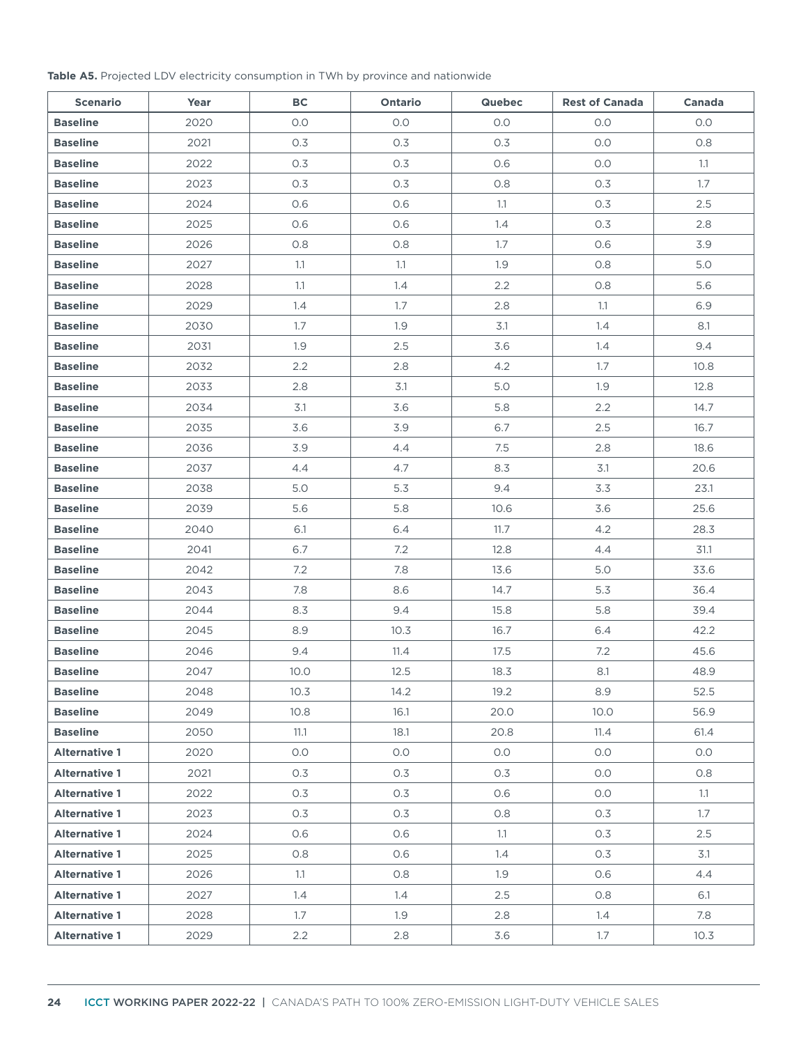**Table A5.** Projected LDV electricity consumption in TWh by province and nationwide

| Scenario | Year | BC | Ontario | Quebec | Rest of Canada | Canada |
|---|---|---|---|---|---|---|
| **Baseline** | 2020 | 0.0 | 0.0 | 0.0 | 0.0 | 0.0 |
| **Baseline** | 2021 | 0.3 | 0.3 | 0.3 | 0.0 | 0.8 |
| **Baseline** | 2022 | 0.3 | 0.3 | 0.6 | 0.0 | 1.1 |
| **Baseline** | 2023 | 0.3 | 0.3 | 0.8 | 0.3 | 1.7 |
| **Baseline** | 2024 | 0.6 | 0.6 | 1.1 | 0.3 | 2.5 |
| **Baseline** | 2025 | 0.6 | 0.6 | 1.4 | 0.3 | 2.8 |
| **Baseline** | 2026 | 0.8 | 0.8 | 1.7 | 0.6 | 3.9 |
| **Baseline** | 2027 | 1.1 | 1.1 | 1.9 | 0.8 | 5.0 |
| **Baseline** | 2028 | 1.1 | 1.4 | 2.2 | 0.8 | 5.6 |
| **Baseline** | 2029 | 1.4 | 1.7 | 2.8 | 1.1 | 6.9 |
| **Baseline** | 2030 | 1.7 | 1.9 | 3.1 | 1.4 | 8.1 |
| **Baseline** | 2031 | 1.9 | 2.5 | 3.6 | 1.4 | 9.4 |
| **Baseline** | 2032 | 2.2 | 2.8 | 4.2 | 1.7 | 10.8 |
| **Baseline** | 2033 | 2.8 | 3.1 | 5.0 | 1.9 | 12.8 |
| **Baseline** | 2034 | 3.1 | 3.6 | 5.8 | 2.2 | 14.7 |
| **Baseline** | 2035 | 3.6 | 3.9 | 6.7 | 2.5 | 16.7 |
| **Baseline** | 2036 | 3.9 | 4.4 | 7.5 | 2.8 | 18.6 |
| **Baseline** | 2037 | 4.4 | 4.7 | 8.3 | 3.1 | 20.6 |
| **Baseline** | 2038 | 5.0 | 5.3 | 9.4 | 3.3 | 23.1 |
| **Baseline** | 2039 | 5.6 | 5.8 | 10.6 | 3.6 | 25.6 |
| **Baseline** | 2040 | 6.1 | 6.4 | 11.7 | 4.2 | 28.3 |
| **Baseline** | 2041 | 6.7 | 7.2 | 12.8 | 4.4 | 31.1 |
| **Baseline** | 2042 | 7.2 | 7.8 | 13.6 | 5.0 | 33.6 |
| **Baseline** | 2043 | 7.8 | 8.6 | 14.7 | 5.3 | 36.4 |
| **Baseline** | 2044 | 8.3 | 9.4 | 15.8 | 5.8 | 39.4 |
| **Baseline** | 2045 | 8.9 | 10.3 | 16.7 | 6.4 | 42.2 |
| **Baseline** | 2046 | 9.4 | 11.4 | 17.5 | 7.2 | 45.6 |
| **Baseline** | 2047 | 10.0 | 12.5 | 18.3 | 8.1 | 48.9 |
| **Baseline** | 2048 | 10.3 | 14.2 | 19.2 | 8.9 | 52.5 |
| **Baseline** | 2049 | 10.8 | 16.1 | 20.0 | 10.0 | 56.9 |
| **Baseline** | 2050 | 11.1 | 18.1 | 20.8 | 11.4 | 61.4 |
| **Alternative 1** | 2020 | 0.0 | 0.0 | 0.0 | 0.0 | 0.0 |
| **Alternative 1** | 2021 | 0.3 | 0.3 | 0.3 | 0.0 | 0.8 |
| **Alternative 1** | 2022 | 0.3 | 0.3 | 0.6 | 0.0 | 1.1 |
| **Alternative 1** | 2023 | 0.3 | 0.3 | 0.8 | 0.3 | 1.7 |
| **Alternative 1** | 2024 | 0.6 | 0.6 | 1.1 | 0.3 | 2.5 |
| **Alternative 1** | 2025 | 0.8 | 0.6 | 1.4 | 0.3 | 3.1 |
| **Alternative 1** | 2026 | 1.1 | 0.8 | 1.9 | 0.6 | 4.4 |
| **Alternative 1** | 2027 | 1.4 | 1.4 | 2.5 | 0.8 | 6.1 |
| **Alternative 1** | 2028 | 1.7 | 1.9 | 2.8 | 1.4 | 7.8 |
| **Alternative 1** | 2029 | 2.2 | 2.8 | 3.6 | 1.7 | 10.3 |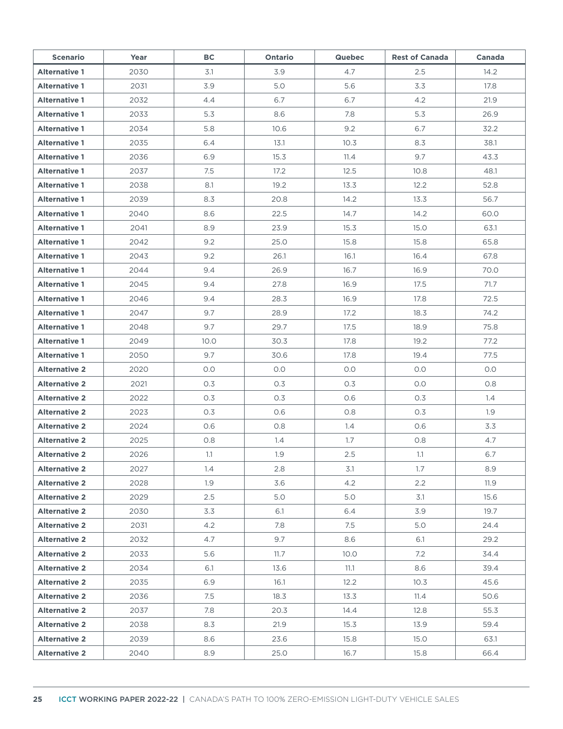| Scenario | Year | BC | Ontario | Quebec | Rest of Canada | Canada |
|---|---|---|---|---|---|---|
| **Alternative 1** | 2030 | 3.1 | 3.9 | 4.7 | 2.5 | 14.2 |
| **Alternative 1** | 2031 | 3.9 | 5.0 | 5.6 | 3.3 | 17.8 |
| **Alternative 1** | 2032 | 4.4 | 6.7 | 6.7 | 4.2 | 21.9 |
| **Alternative 1** | 2033 | 5.3 | 8.6 | 7.8 | 5.3 | 26.9 |
| **Alternative 1** | 2034 | 5.8 | 10.6 | 9.2 | 6.7 | 32.2 |
| **Alternative 1** | 2035 | 6.4 | 13.1 | 10.3 | 8.3 | 38.1 |
| **Alternative 1** | 2036 | 6.9 | 15.3 | 11.4 | 9.7 | 43.3 |
| **Alternative 1** | 2037 | 7.5 | 17.2 | 12.5 | 10.8 | 48.1 |
| **Alternative 1** | 2038 | 8.1 | 19.2 | 13.3 | 12.2 | 52.8 |
| **Alternative 1** | 2039 | 8.3 | 20.8 | 14.2 | 13.3 | 56.7 |
| **Alternative 1** | 2040 | 8.6 | 22.5 | 14.7 | 14.2 | 60.0 |
| **Alternative 1** | 2041 | 8.9 | 23.9 | 15.3 | 15.0 | 63.1 |
| **Alternative 1** | 2042 | 9.2 | 25.0 | 15.8 | 15.8 | 65.8 |
| **Alternative 1** | 2043 | 9.2 | 26.1 | 16.1 | 16.4 | 67.8 |
| **Alternative 1** | 2044 | 9.4 | 26.9 | 16.7 | 16.9 | 70.0 |
| **Alternative 1** | 2045 | 9.4 | 27.8 | 16.9 | 17.5 | 71.7 |
| **Alternative 1** | 2046 | 9.4 | 28.3 | 16.9 | 17.8 | 72.5 |
| **Alternative 1** | 2047 | 9.7 | 28.9 | 17.2 | 18.3 | 74.2 |
| **Alternative 1** | 2048 | 9.7 | 29.7 | 17.5 | 18.9 | 75.8 |
| **Alternative 1** | 2049 | 10.0 | 30.3 | 17.8 | 19.2 | 77.2 |
| **Alternative 1** | 2050 | 9.7 | 30.6 | 17.8 | 19.4 | 77.5 |
| **Alternative 2** | 2020 | 0.0 | 0.0 | 0.0 | 0.0 | 0.0 |
| **Alternative 2** | 2021 | 0.3 | 0.3 | 0.3 | 0.0 | 0.8 |
| **Alternative 2** | 2022 | 0.3 | 0.3 | 0.6 | 0.3 | 1.4 |
| **Alternative 2** | 2023 | 0.3 | 0.6 | 0.8 | 0.3 | 1.9 |
| **Alternative 2** | 2024 | 0.6 | 0.8 | 1.4 | 0.6 | 3.3 |
| **Alternative 2** | 2025 | 0.8 | 1.4 | 1.7 | 0.8 | 4.7 |
| **Alternative 2** | 2026 | 1.1 | 1.9 | 2.5 | 1.1 | 6.7 |
| **Alternative 2** | 2027 | 1.4 | 2.8 | 3.1 | 1.7 | 8.9 |
| **Alternative 2** | 2028 | 1.9 | 3.6 | 4.2 | 2.2 | 11.9 |
| **Alternative 2** | 2029 | 2.5 | 5.0 | 5.0 | 3.1 | 15.6 |
| **Alternative 2** | 2030 | 3.3 | 6.1 | 6.4 | 3.9 | 19.7 |
| **Alternative 2** | 2031 | 4.2 | 7.8 | 7.5 | 5.0 | 24.4 |
| **Alternative 2** | 2032 | 4.7 | 9.7 | 8.6 | 6.1 | 29.2 |
| **Alternative 2** | 2033 | 5.6 | 11.7 | 10.0 | 7.2 | 34.4 |
| **Alternative 2** | 2034 | 6.1 | 13.6 | 11.1 | 8.6 | 39.4 |
| **Alternative 2** | 2035 | 6.9 | 16.1 | 12.2 | 10.3 | 45.6 |
| **Alternative 2** | 2036 | 7.5 | 18.3 | 13.3 | 11.4 | 50.6 |
| **Alternative 2** | 2037 | 7.8 | 20.3 | 14.4 | 12.8 | 55.3 |
| **Alternative 2** | 2038 | 8.3 | 21.9 | 15.3 | 13.9 | 59.4 |
| **Alternative 2** | 2039 | 8.6 | 23.6 | 15.8 | 15.0 | 63.1 |
| **Alternative 2** | 2040 | 8.9 | 25.0 | 16.7 | 15.8 | 66.4 |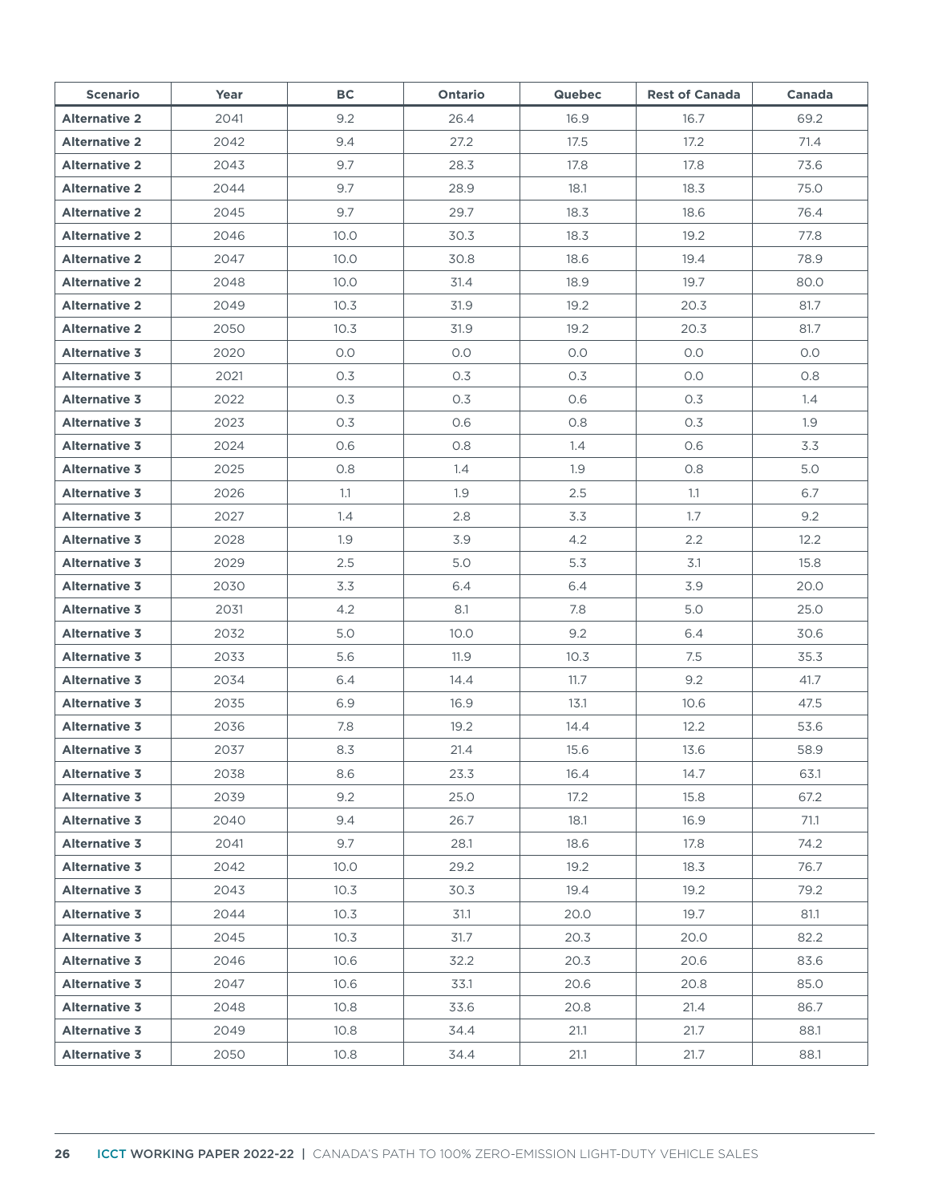| Scenario | Year | BC | Ontario | Quebec | Rest of Canada | Canada |
|---|---|---|---|---|---|---|
| **Alternative 2** | 2041 | 9.2 | 26.4 | 16.9 | 16.7 | 69.2 |
| **Alternative 2** | 2042 | 9.4 | 27.2 | 17.5 | 17.2 | 71.4 |
| **Alternative 2** | 2043 | 9.7 | 28.3 | 17.8 | 17.8 | 73.6 |
| **Alternative 2** | 2044 | 9.7 | 28.9 | 18.1 | 18.3 | 75.0 |
| **Alternative 2** | 2045 | 9.7 | 29.7 | 18.3 | 18.6 | 76.4 |
| **Alternative 2** | 2046 | 10.0 | 30.3 | 18.3 | 19.2 | 77.8 |
| **Alternative 2** | 2047 | 10.0 | 30.8 | 18.6 | 19.4 | 78.9 |
| **Alternative 2** | 2048 | 10.0 | 31.4 | 18.9 | 19.7 | 80.0 |
| **Alternative 2** | 2049 | 10.3 | 31.9 | 19.2 | 20.3 | 81.7 |
| **Alternative 2** | 2050 | 10.3 | 31.9 | 19.2 | 20.3 | 81.7 |
| **Alternative 3** | 2020 | 0.0 | 0.0 | 0.0 | 0.0 | 0.0 |
| **Alternative 3** | 2021 | 0.3 | 0.3 | 0.3 | 0.0 | 0.8 |
| **Alternative 3** | 2022 | 0.3 | 0.3 | 0.6 | 0.3 | 1.4 |
| **Alternative 3** | 2023 | 0.3 | 0.6 | 0.8 | 0.3 | 1.9 |
| **Alternative 3** | 2024 | 0.6 | 0.8 | 1.4 | 0.6 | 3.3 |
| **Alternative 3** | 2025 | 0.8 | 1.4 | 1.9 | 0.8 | 5.0 |
| **Alternative 3** | 2026 | 1.1 | 1.9 | 2.5 | 1.1 | 6.7 |
| **Alternative 3** | 2027 | 1.4 | 2.8 | 3.3 | 1.7 | 9.2 |
| **Alternative 3** | 2028 | 1.9 | 3.9 | 4.2 | 2.2 | 12.2 |
| **Alternative 3** | 2029 | 2.5 | 5.0 | 5.3 | 3.1 | 15.8 |
| **Alternative 3** | 2030 | 3.3 | 6.4 | 6.4 | 3.9 | 20.0 |
| **Alternative 3** | 2031 | 4.2 | 8.1 | 7.8 | 5.0 | 25.0 |
| **Alternative 3** | 2032 | 5.0 | 10.0 | 9.2 | 6.4 | 30.6 |
| **Alternative 3** | 2033 | 5.6 | 11.9 | 10.3 | 7.5 | 35.3 |
| **Alternative 3** | 2034 | 6.4 | 14.4 | 11.7 | 9.2 | 41.7 |
| **Alternative 3** | 2035 | 6.9 | 16.9 | 13.1 | 10.6 | 47.5 |
| **Alternative 3** | 2036 | 7.8 | 19.2 | 14.4 | 12.2 | 53.6 |
| **Alternative 3** | 2037 | 8.3 | 21.4 | 15.6 | 13.6 | 58.9 |
| **Alternative 3** | 2038 | 8.6 | 23.3 | 16.4 | 14.7 | 63.1 |
| **Alternative 3** | 2039 | 9.2 | 25.0 | 17.2 | 15.8 | 67.2 |
| **Alternative 3** | 2040 | 9.4 | 26.7 | 18.1 | 16.9 | 71.1 |
| **Alternative 3** | 2041 | 9.7 | 28.1 | 18.6 | 17.8 | 74.2 |
| **Alternative 3** | 2042 | 10.0 | 29.2 | 19.2 | 18.3 | 76.7 |
| **Alternative 3** | 2043 | 10.3 | 30.3 | 19.4 | 19.2 | 79.2 |
| **Alternative 3** | 2044 | 10.3 | 31.1 | 20.0 | 19.7 | 81.1 |
| **Alternative 3** | 2045 | 10.3 | 31.7 | 20.3 | 20.0 | 82.2 |
| **Alternative 3** | 2046 | 10.6 | 32.2 | 20.3 | 20.6 | 83.6 |
| **Alternative 3** | 2047 | 10.6 | 33.1 | 20.6 | 20.8 | 85.0 |
| **Alternative 3** | 2048 | 10.8 | 33.6 | 20.8 | 21.4 | 86.7 |
| **Alternative 3** | 2049 | 10.8 | 34.4 | 21.1 | 21.7 | 88.1 |
| **Alternative 3** | 2050 | 10.8 | 34.4 | 21.1 | 21.7 | 88.1 |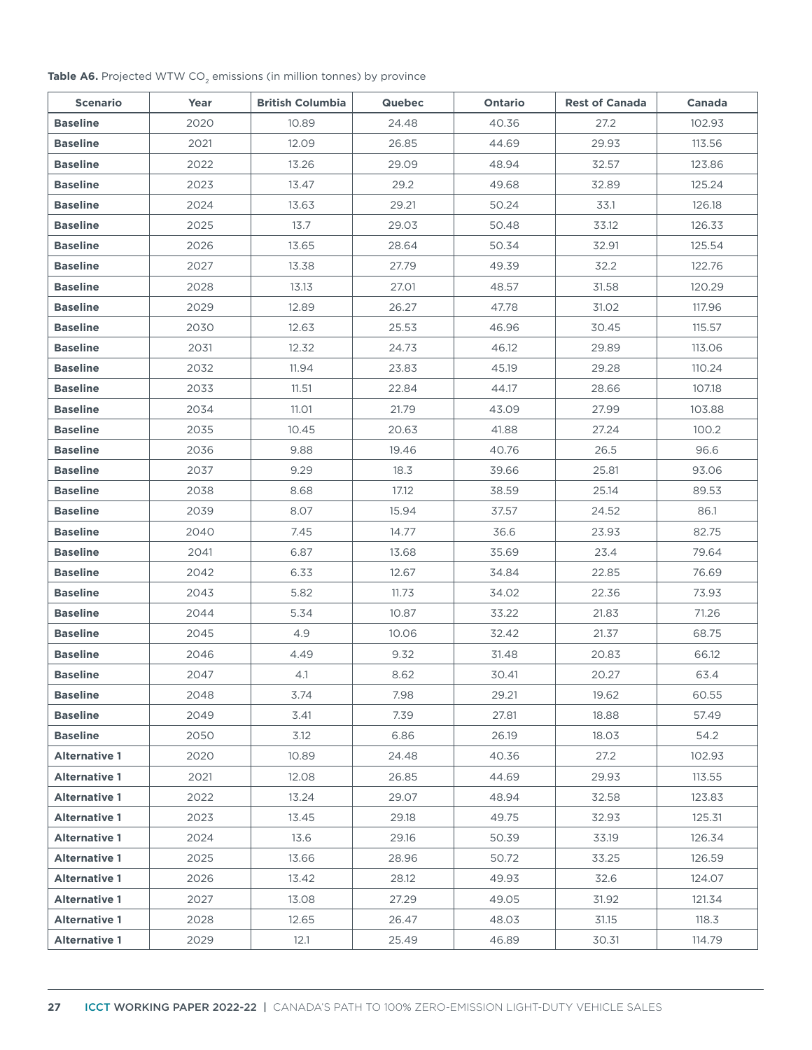**Table A6.** Projected WTW $CO_2$ emissions (in million tonnes) by province

| Scenario | Year | British Columbia | Quebec | Ontario | Rest of Canada | Canada |
|---|---|---|---|---|---|---|
| **Baseline** | 2020 | 10.89 | 24.48 | 40.36 | 27.2 | 102.93 |
| **Baseline** | 2021 | 12.09 | 26.85 | 44.69 | 29.93 | 113.56 |
| **Baseline** | 2022 | 13.26 | 29.09 | 48.94 | 32.57 | 123.86 |
| **Baseline** | 2023 | 13.47 | 29.2 | 49.68 | 32.89 | 125.24 |
| **Baseline** | 2024 | 13.63 | 29.21 | 50.24 | 33.1 | 126.18 |
| **Baseline** | 2025 | 13.7 | 29.03 | 50.48 | 33.12 | 126.33 |
| **Baseline** | 2026 | 13.65 | 28.64 | 50.34 | 32.91 | 125.54 |
| **Baseline** | 2027 | 13.38 | 27.79 | 49.39 | 32.2 | 122.76 |
| **Baseline** | 2028 | 13.13 | 27.01 | 48.57 | 31.58 | 120.29 |
| **Baseline** | 2029 | 12.89 | 26.27 | 47.78 | 31.02 | 117.96 |
| **Baseline** | 2030 | 12.63 | 25.53 | 46.96 | 30.45 | 115.57 |
| **Baseline** | 2031 | 12.32 | 24.73 | 46.12 | 29.89 | 113.06 |
| **Baseline** | 2032 | 11.94 | 23.83 | 45.19 | 29.28 | 110.24 |
| **Baseline** | 2033 | 11.51 | 22.84 | 44.17 | 28.66 | 107.18 |
| **Baseline** | 2034 | 11.01 | 21.79 | 43.09 | 27.99 | 103.88 |
| **Baseline** | 2035 | 10.45 | 20.63 | 41.88 | 27.24 | 100.2 |
| **Baseline** | 2036 | 9.88 | 19.46 | 40.76 | 26.5 | 96.6 |
| **Baseline** | 2037 | 9.29 | 18.3 | 39.66 | 25.81 | 93.06 |
| **Baseline** | 2038 | 8.68 | 17.12 | 38.59 | 25.14 | 89.53 |
| **Baseline** | 2039 | 8.07 | 15.94 | 37.57 | 24.52 | 86.1 |
| **Baseline** | 2040 | 7.45 | 14.77 | 36.6 | 23.93 | 82.75 |
| **Baseline** | 2041 | 6.87 | 13.68 | 35.69 | 23.4 | 79.64 |
| **Baseline** | 2042 | 6.33 | 12.67 | 34.84 | 22.85 | 76.69 |
| **Baseline** | 2043 | 5.82 | 11.73 | 34.02 | 22.36 | 73.93 |
| **Baseline** | 2044 | 5.34 | 10.87 | 33.22 | 21.83 | 71.26 |
| **Baseline** | 2045 | 4.9 | 10.06 | 32.42 | 21.37 | 68.75 |
| **Baseline** | 2046 | 4.49 | 9.32 | 31.48 | 20.83 | 66.12 |
| **Baseline** | 2047 | 4.1 | 8.62 | 30.41 | 20.27 | 63.4 |
| **Baseline** | 2048 | 3.74 | 7.98 | 29.21 | 19.62 | 60.55 |
| **Baseline** | 2049 | 3.41 | 7.39 | 27.81 | 18.88 | 57.49 |
| **Baseline** | 2050 | 3.12 | 6.86 | 26.19 | 18.03 | 54.2 |
| **Alternative 1** | 2020 | 10.89 | 24.48 | 40.36 | 27.2 | 102.93 |
| **Alternative 1** | 2021 | 12.08 | 26.85 | 44.69 | 29.93 | 113.55 |
| **Alternative 1** | 2022 | 13.24 | 29.07 | 48.94 | 32.58 | 123.83 |
| **Alternative 1** | 2023 | 13.45 | 29.18 | 49.75 | 32.93 | 125.31 |
| **Alternative 1** | 2024 | 13.6 | 29.16 | 50.39 | 33.19 | 126.34 |
| **Alternative 1** | 2025 | 13.66 | 28.96 | 50.72 | 33.25 | 126.59 |
| **Alternative 1** | 2026 | 13.42 | 28.12 | 49.93 | 32.6 | 124.07 |
| **Alternative 1** | 2027 | 13.08 | 27.29 | 49.05 | 31.92 | 121.34 |
| **Alternative 1** | 2028 | 12.65 | 26.47 | 48.03 | 31.15 | 118.3 |
| **Alternative 1** | 2029 | 12.1 | 25.49 | 46.89 | 30.31 | 114.79 |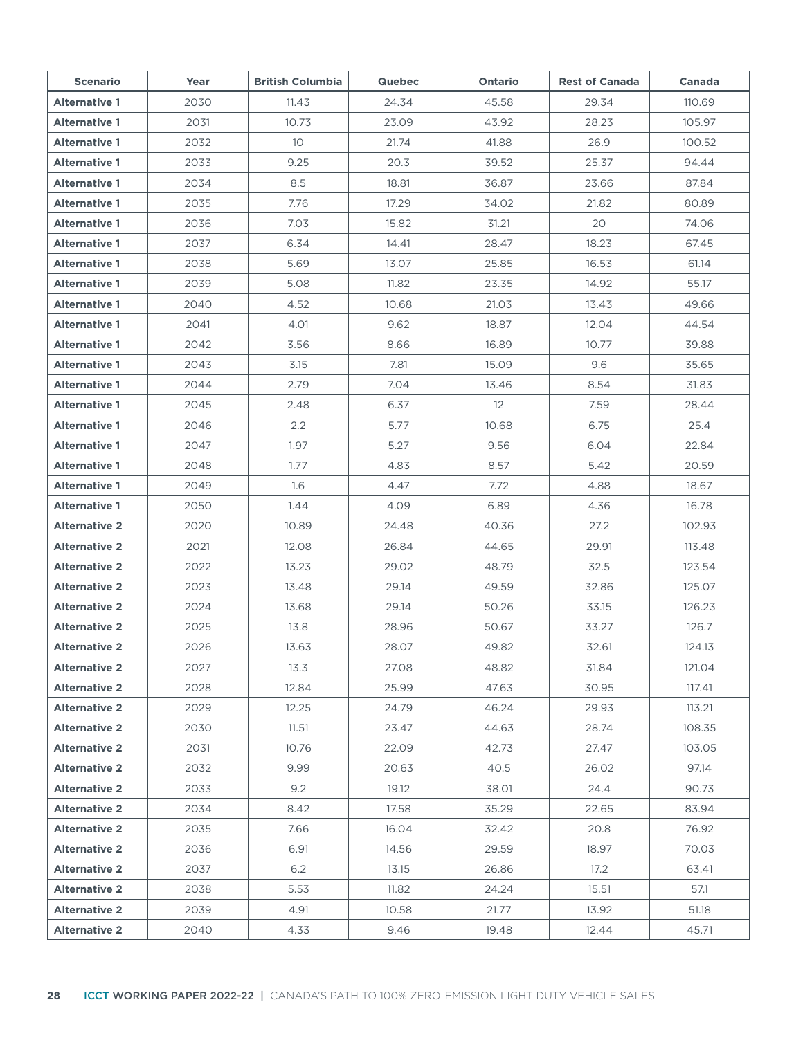| Scenario | Year | British Columbia | Quebec | Ontario | Rest of Canada | Canada |
|---|---|---|---|---|---|---|
| **Alternative 1** | 2030 | 11.43 | 24.34 | 45.58 | 29.34 | 110.69 |
| **Alternative 1** | 2031 | 10.73 | 23.09 | 43.92 | 28.23 | 105.97 |
| **Alternative 1** | 2032 | 10 | 21.74 | 41.88 | 26.9 | 100.52 |
| **Alternative 1** | 2033 | 9.25 | 20.3 | 39.52 | 25.37 | 94.44 |
| **Alternative 1** | 2034 | 8.5 | 18.81 | 36.87 | 23.66 | 87.84 |
| **Alternative 1** | 2035 | 7.76 | 17.29 | 34.02 | 21.82 | 80.89 |
| **Alternative 1** | 2036 | 7.03 | 15.82 | 31.21 | 20 | 74.06 |
| **Alternative 1** | 2037 | 6.34 | 14.41 | 28.47 | 18.23 | 67.45 |
| **Alternative 1** | 2038 | 5.69 | 13.07 | 25.85 | 16.53 | 61.14 |
| **Alternative 1** | 2039 | 5.08 | 11.82 | 23.35 | 14.92 | 55.17 |
| **Alternative 1** | 2040 | 4.52 | 10.68 | 21.03 | 13.43 | 49.66 |
| **Alternative 1** | 2041 | 4.01 | 9.62 | 18.87 | 12.04 | 44.54 |
| **Alternative 1** | 2042 | 3.56 | 8.66 | 16.89 | 10.77 | 39.88 |
| **Alternative 1** | 2043 | 3.15 | 7.81 | 15.09 | 9.6 | 35.65 |
| **Alternative 1** | 2044 | 2.79 | 7.04 | 13.46 | 8.54 | 31.83 |
| **Alternative 1** | 2045 | 2.48 | 6.37 | 12 | 7.59 | 28.44 |
| **Alternative 1** | 2046 | 2.2 | 5.77 | 10.68 | 6.75 | 25.4 |
| **Alternative 1** | 2047 | 1.97 | 5.27 | 9.56 | 6.04 | 22.84 |
| **Alternative 1** | 2048 | 1.77 | 4.83 | 8.57 | 5.42 | 20.59 |
| **Alternative 1** | 2049 | 1.6 | 4.47 | 7.72 | 4.88 | 18.67 |
| **Alternative 1** | 2050 | 1.44 | 4.09 | 6.89 | 4.36 | 16.78 |
| **Alternative 2** | 2020 | 10.89 | 24.48 | 40.36 | 27.2 | 102.93 |
| **Alternative 2** | 2021 | 12.08 | 26.84 | 44.65 | 29.91 | 113.48 |
| **Alternative 2** | 2022 | 13.23 | 29.02 | 48.79 | 32.5 | 123.54 |
| **Alternative 2** | 2023 | 13.48 | 29.14 | 49.59 | 32.86 | 125.07 |
| **Alternative 2** | 2024 | 13.68 | 29.14 | 50.26 | 33.15 | 126.23 |
| **Alternative 2** | 2025 | 13.8 | 28.96 | 50.67 | 33.27 | 126.7 |
| **Alternative 2** | 2026 | 13.63 | 28.07 | 49.82 | 32.61 | 124.13 |
| **Alternative 2** | 2027 | 13.3 | 27.08 | 48.82 | 31.84 | 121.04 |
| **Alternative 2** | 2028 | 12.84 | 25.99 | 47.63 | 30.95 | 117.41 |
| **Alternative 2** | 2029 | 12.25 | 24.79 | 46.24 | 29.93 | 113.21 |
| **Alternative 2** | 2030 | 11.51 | 23.47 | 44.63 | 28.74 | 108.35 |
| **Alternative 2** | 2031 | 10.76 | 22.09 | 42.73 | 27.47 | 103.05 |
| **Alternative 2** | 2032 | 9.99 | 20.63 | 40.5 | 26.02 | 97.14 |
| **Alternative 2** | 2033 | 9.2 | 19.12 | 38.01 | 24.4 | 90.73 |
| **Alternative 2** | 2034 | 8.42 | 17.58 | 35.29 | 22.65 | 83.94 |
| **Alternative 2** | 2035 | 7.66 | 16.04 | 32.42 | 20.8 | 76.92 |
| **Alternative 2** | 2036 | 6.91 | 14.56 | 29.59 | 18.97 | 70.03 |
| **Alternative 2** | 2037 | 6.2 | 13.15 | 26.86 | 17.2 | 63.41 |
| **Alternative 2** | 2038 | 5.53 | 11.82 | 24.24 | 15.51 | 57.1 |
| **Alternative 2** | 2039 | 4.91 | 10.58 | 21.77 | 13.92 | 51.18 |
| **Alternative 2** | 2040 | 4.33 | 9.46 | 19.48 | 12.44 | 45.71 |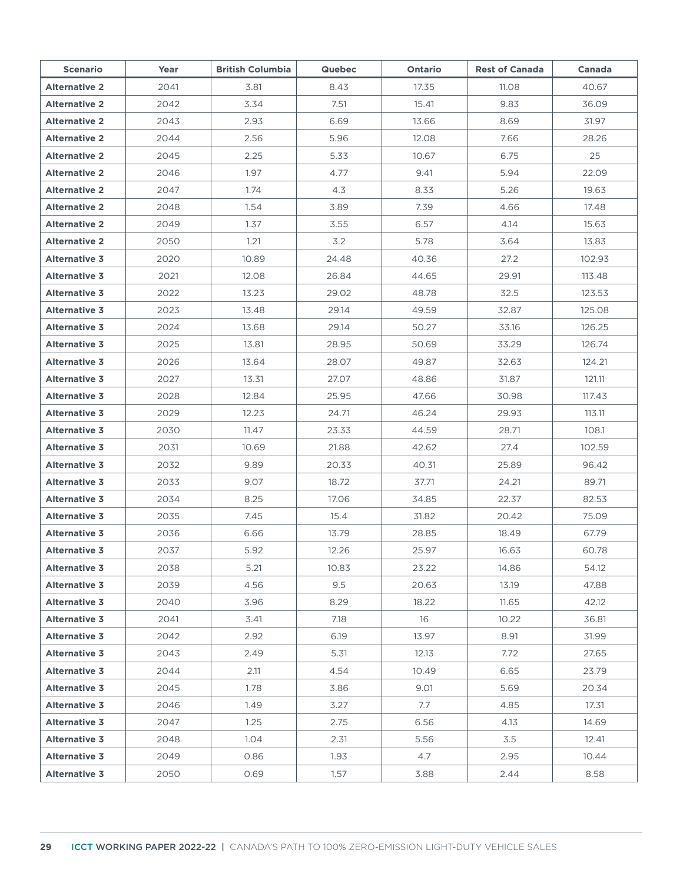| Scenario | Year | British Columbia | Quebec | Ontario | Rest of Canada | Canada |
| --- | --- | --- | --- | --- | --- | --- |
| **Alternative 2** | 2041 | 3.81 | 8.43 | 17.35 | 11.08 | 40.67 |
| **Alternative 2** | 2042 | 3.34 | 7.51 | 15.41 | 9.83 | 36.09 |
| **Alternative 2** | 2043 | 2.93 | 6.69 | 13.66 | 8.69 | 31.97 |
| **Alternative 2** | 2044 | 2.56 | 5.96 | 12.08 | 7.66 | 28.26 |
| **Alternative 2** | 2045 | 2.25 | 5.33 | 10.67 | 6.75 | 25 |
| **Alternative 2** | 2046 | 1.97 | 4.77 | 9.41 | 5.94 | 22.09 |
| **Alternative 2** | 2047 | 1.74 | 4.3 | 8.33 | 5.26 | 19.63 |
| **Alternative 2** | 2048 | 1.54 | 3.89 | 7.39 | 4.66 | 17.48 |
| **Alternative 2** | 2049 | 1.37 | 3.55 | 6.57 | 4.14 | 15.63 |
| **Alternative 2** | 2050 | 1.21 | 3.2 | 5.78 | 3.64 | 13.83 |
| **Alternative 3** | 2020 | 10.89 | 24.48 | 40.36 | 27.2 | 102.93 |
| **Alternative 3** | 2021 | 12.08 | 26.84 | 44.65 | 29.91 | 113.48 |
| **Alternative 3** | 2022 | 13.23 | 29.02 | 48.78 | 32.5 | 123.53 |
| **Alternative 3** | 2023 | 13.48 | 29.14 | 49.59 | 32.87 | 125.08 |
| **Alternative 3** | 2024 | 13.68 | 29.14 | 50.27 | 33.16 | 126.25 |
| **Alternative 3** | 2025 | 13.81 | 28.95 | 50.69 | 33.29 | 126.74 |
| **Alternative 3** | 2026 | 13.64 | 28.07 | 49.87 | 32.63 | 124.21 |
| **Alternative 3** | 2027 | 13.31 | 27.07 | 48.86 | 31.87 | 121.11 |
| **Alternative 3** | 2028 | 12.84 | 25.95 | 47.66 | 30.98 | 117.43 |
| **Alternative 3** | 2029 | 12.23 | 24.71 | 46.24 | 29.93 | 113.11 |
| **Alternative 3** | 2030 | 11.47 | 23.33 | 44.59 | 28.71 | 108.1 |
| **Alternative 3** | 2031 | 10.69 | 21.88 | 42.62 | 27.4 | 102.59 |
| **Alternative 3** | 2032 | 9.89 | 20.33 | 40.31 | 25.89 | 96.42 |
| **Alternative 3** | 2033 | 9.07 | 18.72 | 37.71 | 24.21 | 89.71 |
| **Alternative 3** | 2034 | 8.25 | 17.06 | 34.85 | 22.37 | 82.53 |
| **Alternative 3** | 2035 | 7.45 | 15.4 | 31.82 | 20.42 | 75.09 |
| **Alternative 3** | 2036 | 6.66 | 13.79 | 28.85 | 18.49 | 67.79 |
| **Alternative 3** | 2037 | 5.92 | 12.26 | 25.97 | 16.63 | 60.78 |
| **Alternative 3** | 2038 | 5.21 | 10.83 | 23.22 | 14.86 | 54.12 |
| **Alternative 3** | 2039 | 4.56 | 9.5 | 20.63 | 13.19 | 47.88 |
| **Alternative 3** | 2040 | 3.96 | 8.29 | 18.22 | 11.65 | 42.12 |
| **Alternative 3** | 2041 | 3.41 | 7.18 | 16 | 10.22 | 36.81 |
| **Alternative 3** | 2042 | 2.92 | 6.19 | 13.97 | 8.91 | 31.99 |
| **Alternative 3** | 2043 | 2.49 | 5.31 | 12.13 | 7.72 | 27.65 |
| **Alternative 3** | 2044 | 2.11 | 4.54 | 10.49 | 6.65 | 23.79 |
| **Alternative 3** | 2045 | 1.78 | 3.86 | 9.01 | 5.69 | 20.34 |
| **Alternative 3** | 2046 | 1.49 | 3.27 | 7.7 | 4.85 | 17.31 |
| **Alternative 3** | 2047 | 1.25 | 2.75 | 6.56 | 4.13 | 14.69 |
| **Alternative 3** | 2048 | 1.04 | 2.31 | 5.56 | 3.5 | 12.41 |
| **Alternative 3** | 2049 | 0.86 | 1.93 | 4.7 | 2.95 | 10.44 |
| **Alternative 3** | 2050 | 0.69 | 1.57 | 3.88 | 2.44 | 8.58 |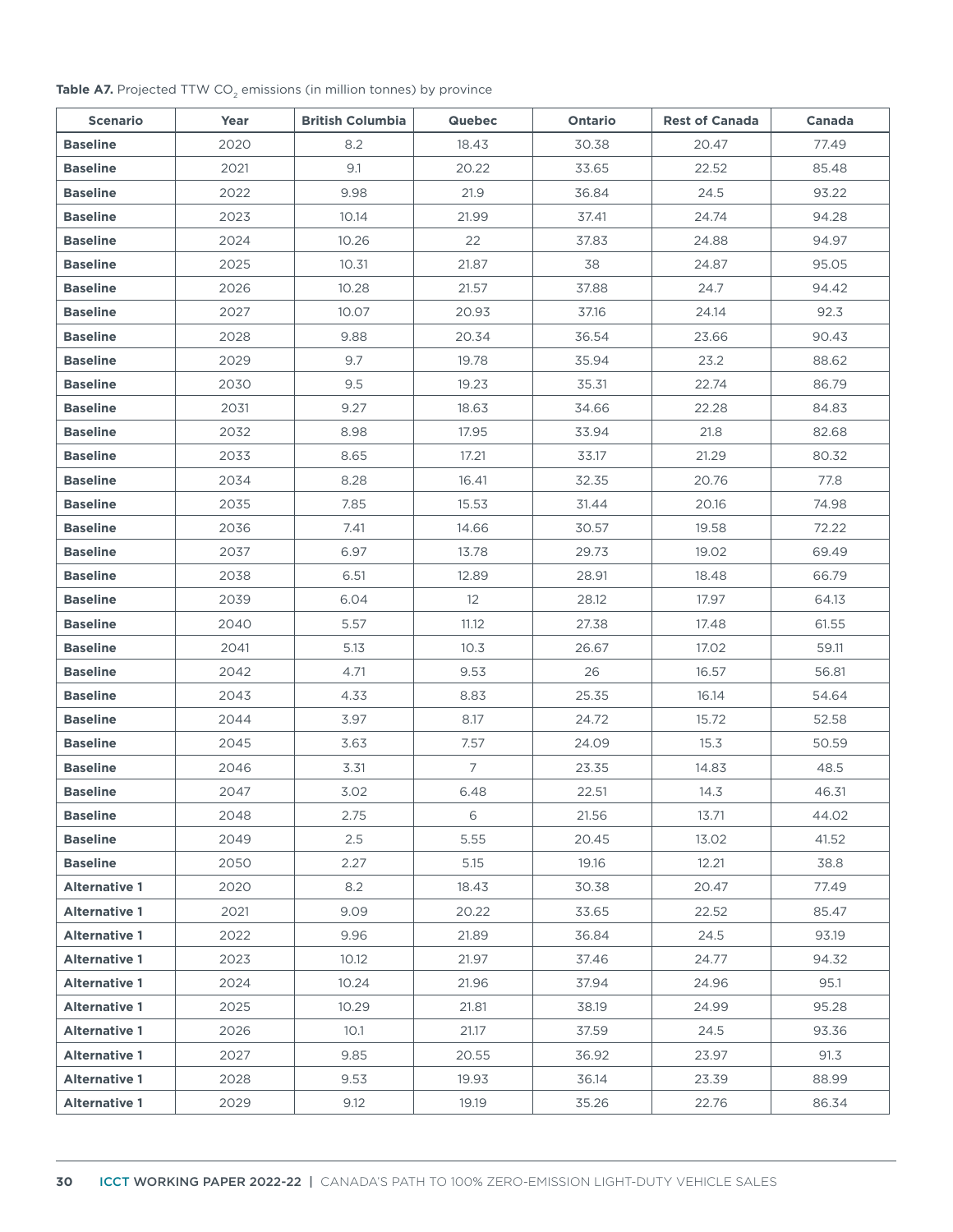**Table A7.** Projected TTW $CO_2$ emissions (in million tonnes) by province

| Scenario | Year | British Columbia | Quebec | Ontario | Rest of Canada | Canada |
|---|---|---|---|---|---|---|
| **Baseline** | 2020 | 8.2 | 18.43 | 30.38 | 20.47 | 77.49 |
| **Baseline** | 2021 | 9.1 | 20.22 | 33.65 | 22.52 | 85.48 |
| **Baseline** | 2022 | 9.98 | 21.9 | 36.84 | 24.5 | 93.22 |
| **Baseline** | 2023 | 10.14 | 21.99 | 37.41 | 24.74 | 94.28 |
| **Baseline** | 2024 | 10.26 | 22 | 37.83 | 24.88 | 94.97 |
| **Baseline** | 2025 | 10.31 | 21.87 | 38 | 24.87 | 95.05 |
| **Baseline** | 2026 | 10.28 | 21.57 | 37.88 | 24.7 | 94.42 |
| **Baseline** | 2027 | 10.07 | 20.93 | 37.16 | 24.14 | 92.3 |
| **Baseline** | 2028 | 9.88 | 20.34 | 36.54 | 23.66 | 90.43 |
| **Baseline** | 2029 | 9.7 | 19.78 | 35.94 | 23.2 | 88.62 |
| **Baseline** | 2030 | 9.5 | 19.23 | 35.31 | 22.74 | 86.79 |
| **Baseline** | 2031 | 9.27 | 18.63 | 34.66 | 22.28 | 84.83 |
| **Baseline** | 2032 | 8.98 | 17.95 | 33.94 | 21.8 | 82.68 |
| **Baseline** | 2033 | 8.65 | 17.21 | 33.17 | 21.29 | 80.32 |
| **Baseline** | 2034 | 8.28 | 16.41 | 32.35 | 20.76 | 77.8 |
| **Baseline** | 2035 | 7.85 | 15.53 | 31.44 | 20.16 | 74.98 |
| **Baseline** | 2036 | 7.41 | 14.66 | 30.57 | 19.58 | 72.22 |
| **Baseline** | 2037 | 6.97 | 13.78 | 29.73 | 19.02 | 69.49 |
| **Baseline** | 2038 | 6.51 | 12.89 | 28.91 | 18.48 | 66.79 |
| **Baseline** | 2039 | 6.04 | 12 | 28.12 | 17.97 | 64.13 |
| **Baseline** | 2040 | 5.57 | 11.12 | 27.38 | 17.48 | 61.55 |
| **Baseline** | 2041 | 5.13 | 10.3 | 26.67 | 17.02 | 59.11 |
| **Baseline** | 2042 | 4.71 | 9.53 | 26 | 16.57 | 56.81 |
| **Baseline** | 2043 | 4.33 | 8.83 | 25.35 | 16.14 | 54.64 |
| **Baseline** | 2044 | 3.97 | 8.17 | 24.72 | 15.72 | 52.58 |
| **Baseline** | 2045 | 3.63 | 7.57 | 24.09 | 15.3 | 50.59 |
| **Baseline** | 2046 | 3.31 | 7 | 23.35 | 14.83 | 48.5 |
| **Baseline** | 2047 | 3.02 | 6.48 | 22.51 | 14.3 | 46.31 |
| **Baseline** | 2048 | 2.75 | 6 | 21.56 | 13.71 | 44.02 |
| **Baseline** | 2049 | 2.5 | 5.55 | 20.45 | 13.02 | 41.52 |
| **Baseline** | 2050 | 2.27 | 5.15 | 19.16 | 12.21 | 38.8 |
| **Alternative 1** | 2020 | 8.2 | 18.43 | 30.38 | 20.47 | 77.49 |
| **Alternative 1** | 2021 | 9.09 | 20.22 | 33.65 | 22.52 | 85.47 |
| **Alternative 1** | 2022 | 9.96 | 21.89 | 36.84 | 24.5 | 93.19 |
| **Alternative 1** | 2023 | 10.12 | 21.97 | 37.46 | 24.77 | 94.32 |
| **Alternative 1** | 2024 | 10.24 | 21.96 | 37.94 | 24.96 | 95.1 |
| **Alternative 1** | 2025 | 10.29 | 21.81 | 38.19 | 24.99 | 95.28 |
| **Alternative 1** | 2026 | 10.1 | 21.17 | 37.59 | 24.5 | 93.36 |
| **Alternative 1** | 2027 | 9.85 | 20.55 | 36.92 | 23.97 | 91.3 |
| **Alternative 1** | 2028 | 9.53 | 19.93 | 36.14 | 23.39 | 88.99 |
| **Alternative 1** | 2029 | 9.12 | 19.19 | 35.26 | 22.76 | 86.34 |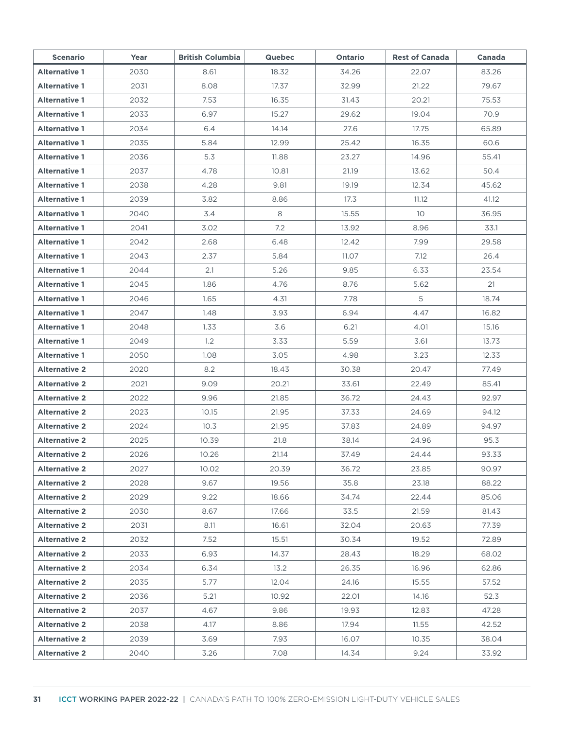| Scenario | Year | British Columbia | Quebec | Ontario | Rest of Canada | Canada |
|---|---|---|---|---|---|---|
| **Alternative 1** | 2030 | 8.61 | 18.32 | 34.26 | 22.07 | 83.26 |
| **Alternative 1** | 2031 | 8.08 | 17.37 | 32.99 | 21.22 | 79.67 |
| **Alternative 1** | 2032 | 7.53 | 16.35 | 31.43 | 20.21 | 75.53 |
| **Alternative 1** | 2033 | 6.97 | 15.27 | 29.62 | 19.04 | 70.9 |
| **Alternative 1** | 2034 | 6.4 | 14.14 | 27.6 | 17.75 | 65.89 |
| **Alternative 1** | 2035 | 5.84 | 12.99 | 25.42 | 16.35 | 60.6 |
| **Alternative 1** | 2036 | 5.3 | 11.88 | 23.27 | 14.96 | 55.41 |
| **Alternative 1** | 2037 | 4.78 | 10.81 | 21.19 | 13.62 | 50.4 |
| **Alternative 1** | 2038 | 4.28 | 9.81 | 19.19 | 12.34 | 45.62 |
| **Alternative 1** | 2039 | 3.82 | 8.86 | 17.3 | 11.12 | 41.12 |
| **Alternative 1** | 2040 | 3.4 | 8 | 15.55 | 10 | 36.95 |
| **Alternative 1** | 2041 | 3.02 | 7.2 | 13.92 | 8.96 | 33.1 |
| **Alternative 1** | 2042 | 2.68 | 6.48 | 12.42 | 7.99 | 29.58 |
| **Alternative 1** | 2043 | 2.37 | 5.84 | 11.07 | 7.12 | 26.4 |
| **Alternative 1** | 2044 | 2.1 | 5.26 | 9.85 | 6.33 | 23.54 |
| **Alternative 1** | 2045 | 1.86 | 4.76 | 8.76 | 5.62 | 21 |
| **Alternative 1** | 2046 | 1.65 | 4.31 | 7.78 | 5 | 18.74 |
| **Alternative 1** | 2047 | 1.48 | 3.93 | 6.94 | 4.47 | 16.82 |
| **Alternative 1** | 2048 | 1.33 | 3.6 | 6.21 | 4.01 | 15.16 |
| **Alternative 1** | 2049 | 1.2 | 3.33 | 5.59 | 3.61 | 13.73 |
| **Alternative 1** | 2050 | 1.08 | 3.05 | 4.98 | 3.23 | 12.33 |
| **Alternative 2** | 2020 | 8.2 | 18.43 | 30.38 | 20.47 | 77.49 |
| **Alternative 2** | 2021 | 9.09 | 20.21 | 33.61 | 22.49 | 85.41 |
| **Alternative 2** | 2022 | 9.96 | 21.85 | 36.72 | 24.43 | 92.97 |
| **Alternative 2** | 2023 | 10.15 | 21.95 | 37.33 | 24.69 | 94.12 |
| **Alternative 2** | 2024 | 10.3 | 21.95 | 37.83 | 24.89 | 94.97 |
| **Alternative 2** | 2025 | 10.39 | 21.8 | 38.14 | 24.96 | 95.3 |
| **Alternative 2** | 2026 | 10.26 | 21.14 | 37.49 | 24.44 | 93.33 |
| **Alternative 2** | 2027 | 10.02 | 20.39 | 36.72 | 23.85 | 90.97 |
| **Alternative 2** | 2028 | 9.67 | 19.56 | 35.8 | 23.18 | 88.22 |
| **Alternative 2** | 2029 | 9.22 | 18.66 | 34.74 | 22.44 | 85.06 |
| **Alternative 2** | 2030 | 8.67 | 17.66 | 33.5 | 21.59 | 81.43 |
| **Alternative 2** | 2031 | 8.11 | 16.61 | 32.04 | 20.63 | 77.39 |
| **Alternative 2** | 2032 | 7.52 | 15.51 | 30.34 | 19.52 | 72.89 |
| **Alternative 2** | 2033 | 6.93 | 14.37 | 28.43 | 18.29 | 68.02 |
| **Alternative 2** | 2034 | 6.34 | 13.2 | 26.35 | 16.96 | 62.86 |
| **Alternative 2** | 2035 | 5.77 | 12.04 | 24.16 | 15.55 | 57.52 |
| **Alternative 2** | 2036 | 5.21 | 10.92 | 22.01 | 14.16 | 52.3 |
| **Alternative 2** | 2037 | 4.67 | 9.86 | 19.93 | 12.83 | 47.28 |
| **Alternative 2** | 2038 | 4.17 | 8.86 | 17.94 | 11.55 | 42.52 |
| **Alternative 2** | 2039 | 3.69 | 7.93 | 16.07 | 10.35 | 38.04 |
| **Alternative 2** | 2040 | 3.26 | 7.08 | 14.34 | 9.24 | 33.92 |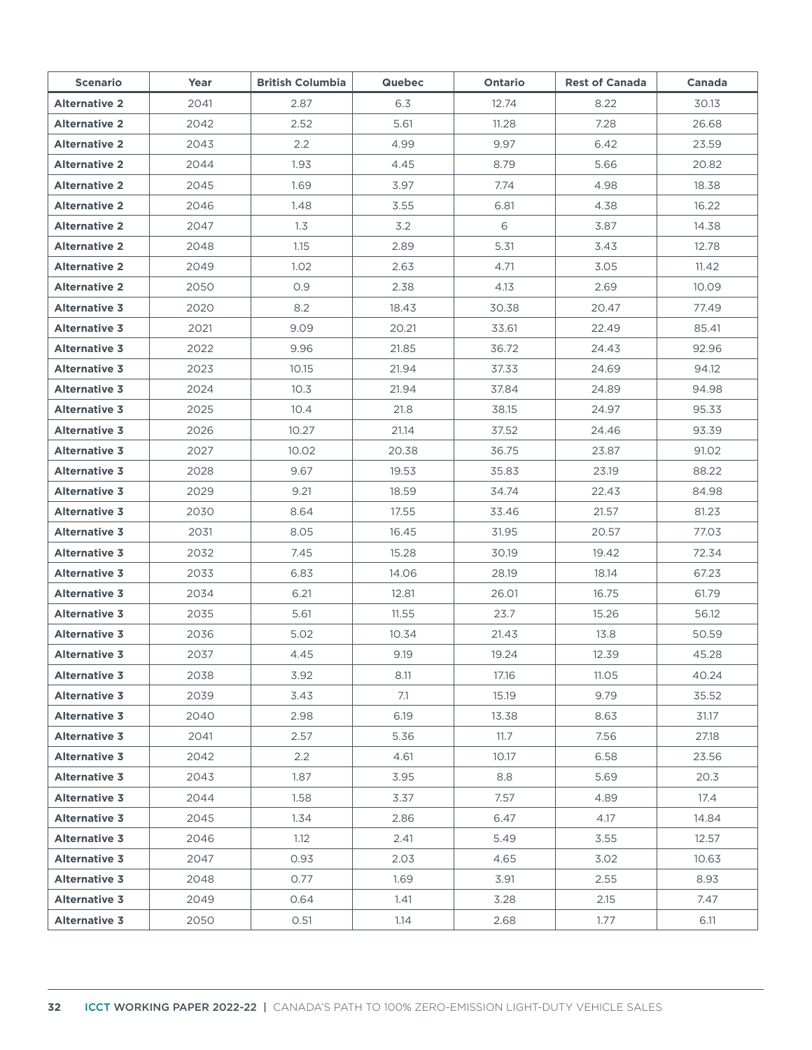| Scenario | Year | British Columbia | Quebec | Ontario | Rest of Canada | Canada |
|---|---|---|---|---|---|---|
| **Alternative 2** | 2041 | 2.87 | 6.3 | 12.74 | 8.22 | 30.13 |
| **Alternative 2** | 2042 | 2.52 | 5.61 | 11.28 | 7.28 | 26.68 |
| **Alternative 2** | 2043 | 2.2 | 4.99 | 9.97 | 6.42 | 23.59 |
| **Alternative 2** | 2044 | 1.93 | 4.45 | 8.79 | 5.66 | 20.82 |
| **Alternative 2** | 2045 | 1.69 | 3.97 | 7.74 | 4.98 | 18.38 |
| **Alternative 2** | 2046 | 1.48 | 3.55 | 6.81 | 4.38 | 16.22 |
| **Alternative 2** | 2047 | 1.3 | 3.2 | 6 | 3.87 | 14.38 |
| **Alternative 2** | 2048 | 1.15 | 2.89 | 5.31 | 3.43 | 12.78 |
| **Alternative 2** | 2049 | 1.02 | 2.63 | 4.71 | 3.05 | 11.42 |
| **Alternative 2** | 2050 | 0.9 | 2.38 | 4.13 | 2.69 | 10.09 |
| **Alternative 3** | 2020 | 8.2 | 18.43 | 30.38 | 20.47 | 77.49 |
| **Alternative 3** | 2021 | 9.09 | 20.21 | 33.61 | 22.49 | 85.41 |
| **Alternative 3** | 2022 | 9.96 | 21.85 | 36.72 | 24.43 | 92.96 |
| **Alternative 3** | 2023 | 10.15 | 21.94 | 37.33 | 24.69 | 94.12 |
| **Alternative 3** | 2024 | 10.3 | 21.94 | 37.84 | 24.89 | 94.98 |
| **Alternative 3** | 2025 | 10.4 | 21.8 | 38.15 | 24.97 | 95.33 |
| **Alternative 3** | 2026 | 10.27 | 21.14 | 37.52 | 24.46 | 93.39 |
| **Alternative 3** | 2027 | 10.02 | 20.38 | 36.75 | 23.87 | 91.02 |
| **Alternative 3** | 2028 | 9.67 | 19.53 | 35.83 | 23.19 | 88.22 |
| **Alternative 3** | 2029 | 9.21 | 18.59 | 34.74 | 22.43 | 84.98 |
| **Alternative 3** | 2030 | 8.64 | 17.55 | 33.46 | 21.57 | 81.23 |
| **Alternative 3** | 2031 | 8.05 | 16.45 | 31.95 | 20.57 | 77.03 |
| **Alternative 3** | 2032 | 7.45 | 15.28 | 30.19 | 19.42 | 72.34 |
| **Alternative 3** | 2033 | 6.83 | 14.06 | 28.19 | 18.14 | 67.23 |
| **Alternative 3** | 2034 | 6.21 | 12.81 | 26.01 | 16.75 | 61.79 |
| **Alternative 3** | 2035 | 5.61 | 11.55 | 23.7 | 15.26 | 56.12 |
| **Alternative 3** | 2036 | 5.02 | 10.34 | 21.43 | 13.8 | 50.59 |
| **Alternative 3** | 2037 | 4.45 | 9.19 | 19.24 | 12.39 | 45.28 |
| **Alternative 3** | 2038 | 3.92 | 8.11 | 17.16 | 11.05 | 40.24 |
| **Alternative 3** | 2039 | 3.43 | 7.1 | 15.19 | 9.79 | 35.52 |
| **Alternative 3** | 2040 | 2.98 | 6.19 | 13.38 | 8.63 | 31.17 |
| **Alternative 3** | 2041 | 2.57 | 5.36 | 11.7 | 7.56 | 27.18 |
| **Alternative 3** | 2042 | 2.2 | 4.61 | 10.17 | 6.58 | 23.56 |
| **Alternative 3** | 2043 | 1.87 | 3.95 | 8.8 | 5.69 | 20.3 |
| **Alternative 3** | 2044 | 1.58 | 3.37 | 7.57 | 4.89 | 17.4 |
| **Alternative 3** | 2045 | 1.34 | 2.86 | 6.47 | 4.17 | 14.84 |
| **Alternative 3** | 2046 | 1.12 | 2.41 | 5.49 | 3.55 | 12.57 |
| **Alternative 3** | 2047 | 0.93 | 2.03 | 4.65 | 3.02 | 10.63 |
| **Alternative 3** | 2048 | 0.77 | 1.69 | 3.91 | 2.55 | 8.93 |
| **Alternative 3** | 2049 | 0.64 | 1.41 | 3.28 | 2.15 | 7.47 |
| **Alternative 3** | 2050 | 0.51 | 1.14 | 2.68 | 1.77 | 6.11 |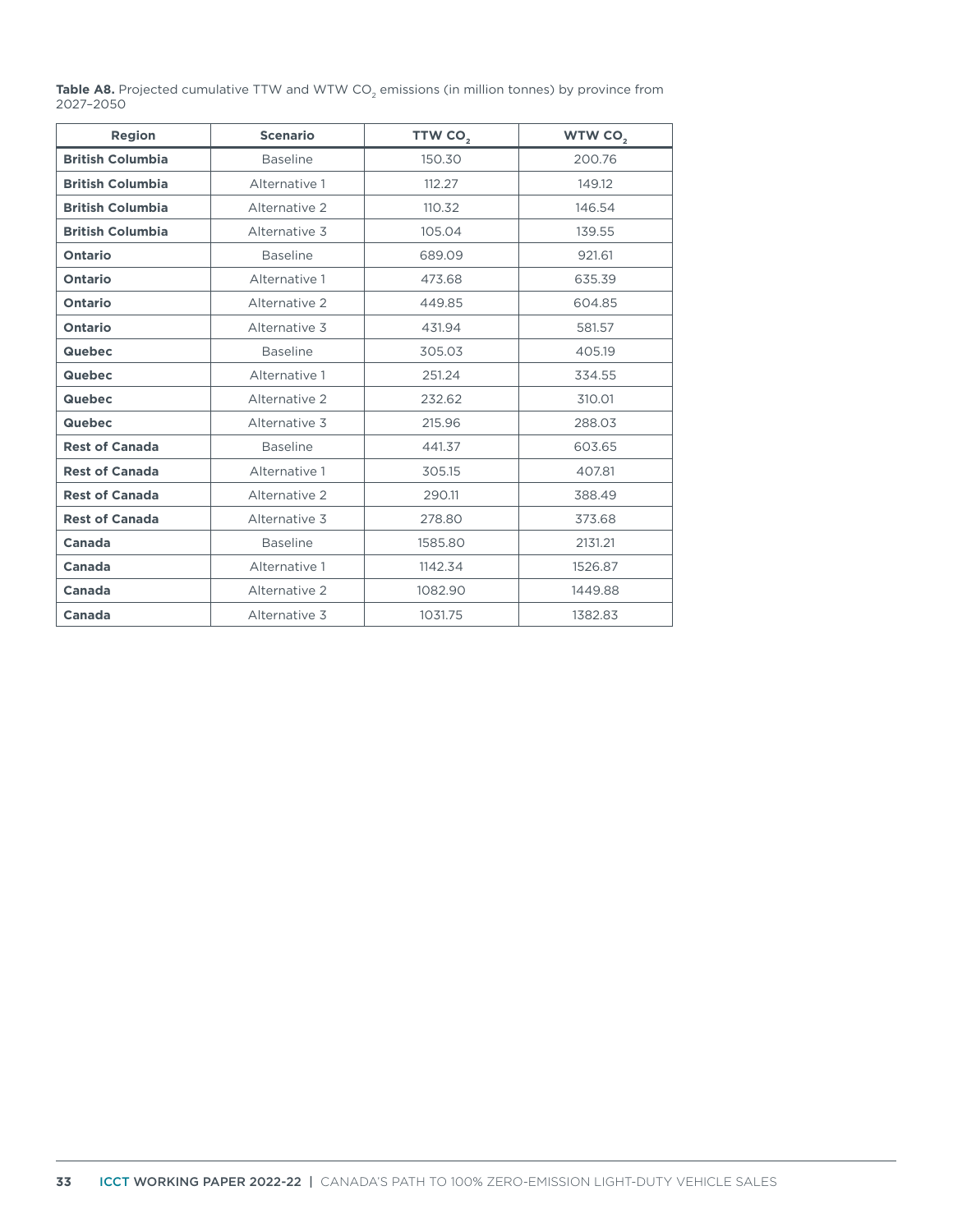**Table A8.** Projected cumulative TTW and WTW $CO_2$ emissions (in million tonnes) by province from 2027–2050

| Region | Scenario | TTW $CO_2$ | WTW $CO_2$ |
|---|---|---|---|
| **British Columbia** | Baseline | 150.30 | 200.76 |
| **British Columbia** | Alternative 1 | 112.27 | 149.12 |
| **British Columbia** | Alternative 2 | 110.32 | 146.54 |
| **British Columbia** | Alternative 3 | 105.04 | 139.55 |
| **Ontario** | Baseline | 689.09 | 921.61 |
| **Ontario** | Alternative 1 | 473.68 | 635.39 |
| **Ontario** | Alternative 2 | 449.85 | 604.85 |
| **Ontario** | Alternative 3 | 431.94 | 581.57 |
| **Quebec** | Baseline | 305.03 | 405.19 |
| **Quebec** | Alternative 1 | 251.24 | 334.55 |
| **Quebec** | Alternative 2 | 232.62 | 310.01 |
| **Quebec** | Alternative 3 | 215.96 | 288.03 |
| **Rest of Canada** | Baseline | 441.37 | 603.65 |
| **Rest of Canada** | Alternative 1 | 305.15 | 407.81 |
| **Rest of Canada** | Alternative 2 | 290.11 | 388.49 |
| **Rest of Canada** | Alternative 3 | 278.80 | 373.68 |
| **Canada** | Baseline | 1585.80 | 2131.21 |
| **Canada** | Alternative 1 | 1142.34 | 1526.87 |
| **Canada** | Alternative 2 | 1082.90 | 1449.88 |
| **Canada** | Alternative 3 | 1031.75 | 1382.83 |